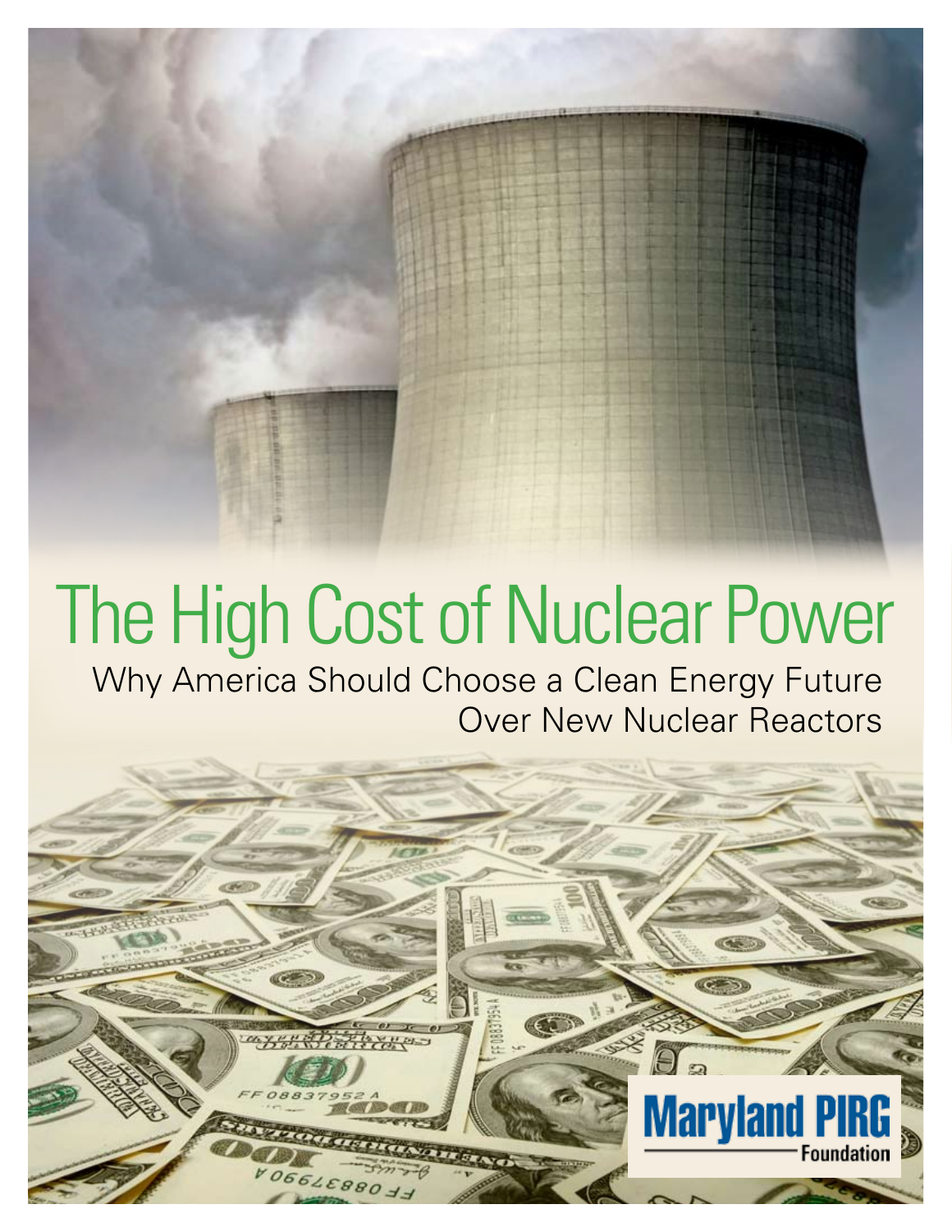# The High Cost of Nuclear Power

## Why America Should Choose a Clean Energy Future Over New Nuclear Reactors

Maryland PIRG Foundation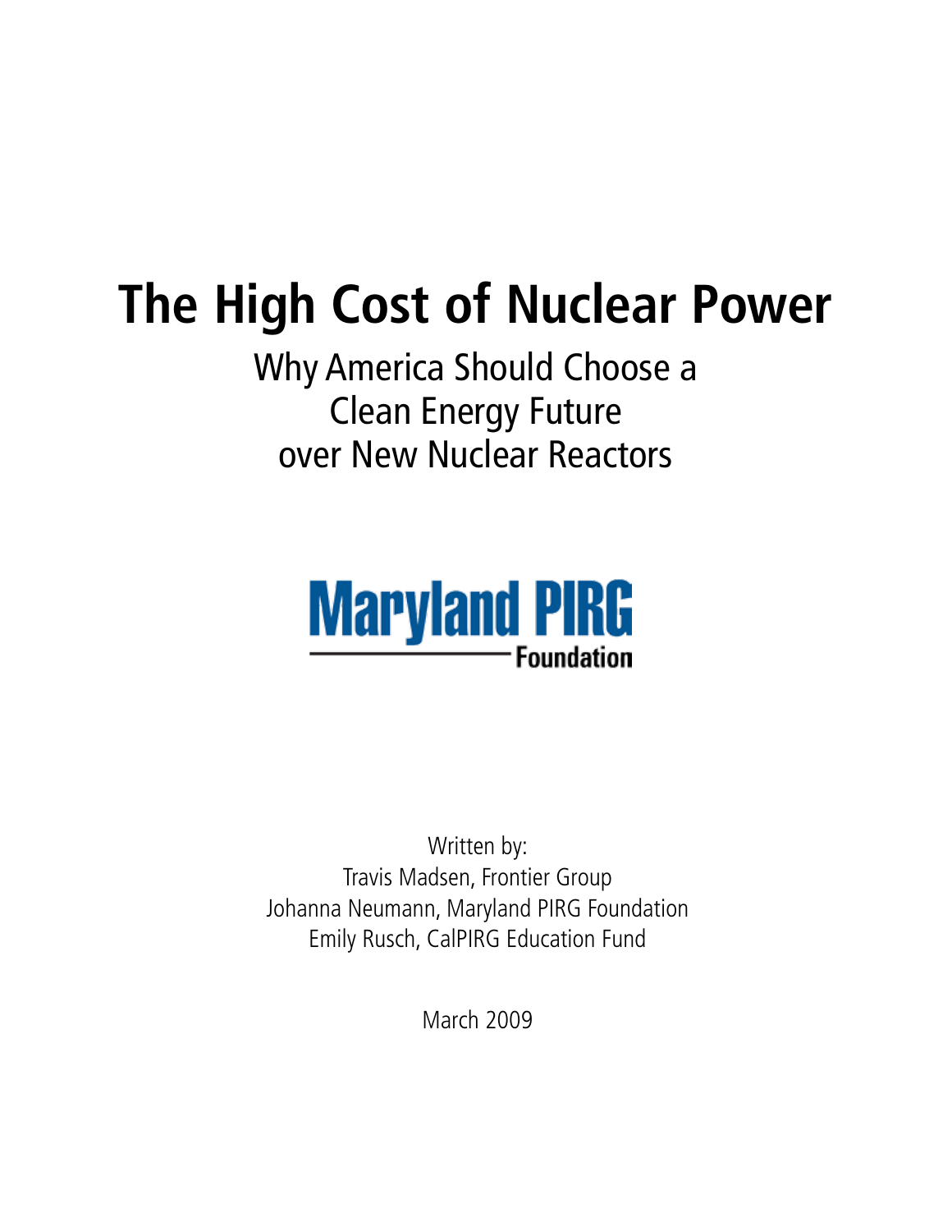# The High Cost of Nuclear Power

## Why America Should Choose a Clean Energy Future over New Nuclear Reactors

Maryland PIRG Foundation

Written by:
Travis Madsen, Frontier Group
Johanna Neumann, Maryland PIRG Foundation
Emily Rusch, CalPIRG Education Fund

March 2009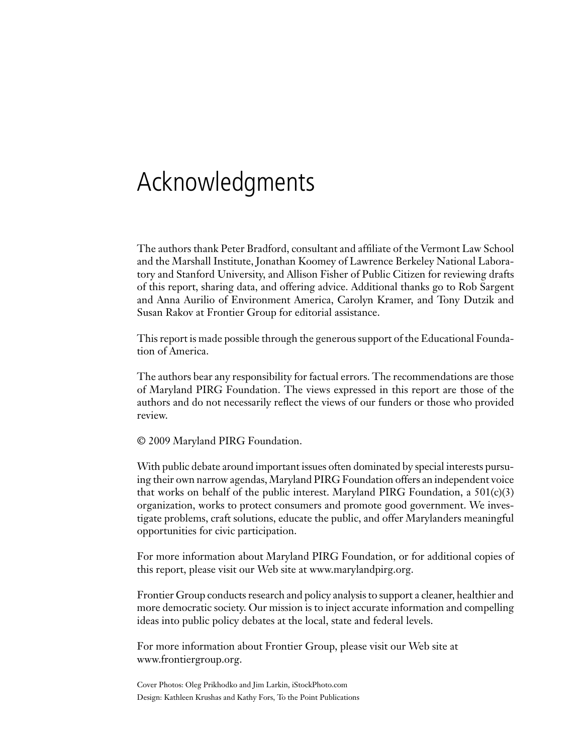# Acknowledgments

The authors thank Peter Bradford, consultant and affiliate of the Vermont Law School and the Marshall Institute, Jonathan Koomey of Lawrence Berkeley National Laboratory and Stanford University, and Allison Fisher of Public Citizen for reviewing drafts of this report, sharing data, and offering advice. Additional thanks go to Rob Sargent and Anna Aurilio of Environment America, Carolyn Kramer, and Tony Dutzik and Susan Rakov at Frontier Group for editorial assistance.

This report is made possible through the generous support of the Educational Foundation of America.

The authors bear any responsibility for factual errors. The recommendations are those of Maryland PIRG Foundation. The views expressed in this report are those of the authors and do not necessarily reflect the views of our funders or those who provided review.

© 2009 Maryland PIRG Foundation.

With public debate around important issues often dominated by special interests pursuing their own narrow agendas, Maryland PIRG Foundation offers an independent voice that works on behalf of the public interest. Maryland PIRG Foundation, a 501(c)(3) organization, works to protect consumers and promote good government. We investigate problems, craft solutions, educate the public, and offer Marylanders meaningful opportunities for civic participation.

For more information about Maryland PIRG Foundation, or for additional copies of this report, please visit our Web site at www.marylandpirg.org.

Frontier Group conducts research and policy analysis to support a cleaner, healthier and more democratic society. Our mission is to inject accurate information and compelling ideas into public policy debates at the local, state and federal levels.

For more information about Frontier Group, please visit our Web site at www.frontiergroup.org.

Cover Photos: Oleg Prikhodko and Jim Larkin, iStockPhoto.com

Design: Kathleen Krushas and Kathy Fors, To the Point Publications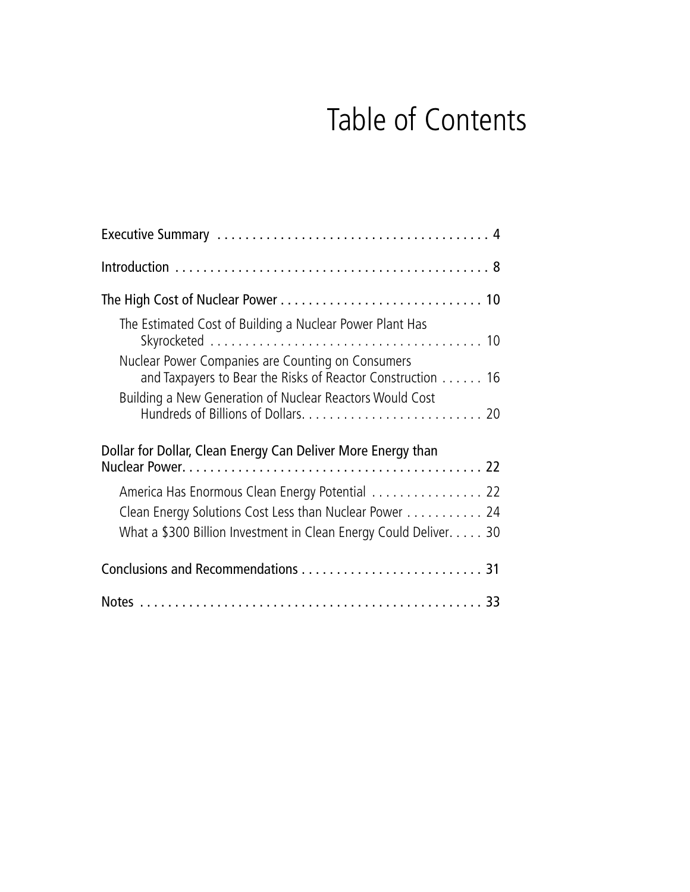# Table of Contents

- Executive Summary . . . . . . . . . . . . . . . . . . . . . . . . . . . . . . . . . . . . . . 4
- Introduction . . . . . . . . . . . . . . . . . . . . . . . . . . . . . . . . . . . . . . . . . . . . 8
- The High Cost of Nuclear Power . . . . . . . . . . . . . . . . . . . . . . . . . . . . . 10
  - The Estimated Cost of Building a Nuclear Power Plant Has Skyrocketed . . . . . . . . . . . . . . . . . . . . . . . . . . . . . . . . . . . . . . 10
  - Nuclear Power Companies are Counting on Consumers and Taxpayers to Bear the Risks of Reactor Construction . . . . . . 16
  - Building a New Generation of Nuclear Reactors Would Cost Hundreds of Billions of Dollars. . . . . . . . . . . . . . . . . . . . . . . . . . 20
- Dollar for Dollar, Clean Energy Can Deliver More Energy than Nuclear Power. . . . . . . . . . . . . . . . . . . . . . . . . . . . . . . . . . . . . . . . . . . . 22
  - America Has Enormous Clean Energy Potential . . . . . . . . . . . . . . . . 22
  - Clean Energy Solutions Cost Less than Nuclear Power . . . . . . . . . . . 24
  - What a $300 Billion Investment in Clean Energy Could Deliver. . . . . 30
- Conclusions and Recommendations . . . . . . . . . . . . . . . . . . . . . . . . . . 31
- Notes . . . . . . . . . . . . . . . . . . . . . . . . . . . . . . . . . . . . . . . . . . . . . . . . . 33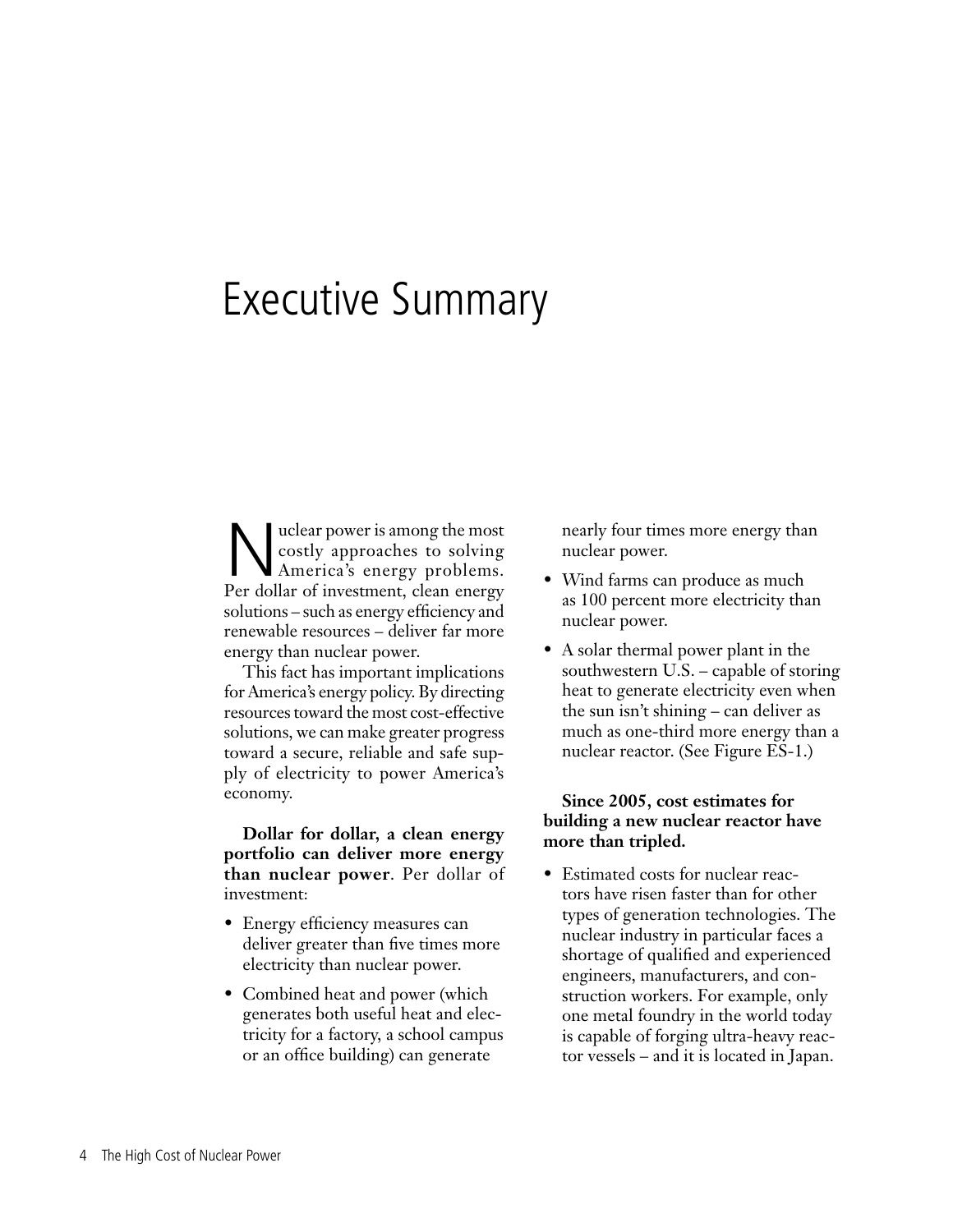# Executive Summary

Nuclear power is among the most costly approaches to solving America's energy problems. Per dollar of investment, clean energy solutions – such as energy efficiency and renewable resources – deliver far more energy than nuclear power.

This fact has important implications for America's energy policy. By directing resources toward the most cost-effective solutions, we can make greater progress toward a secure, reliable and safe supply of electricity to power America's economy.

**Dollar for dollar, a clean energy portfolio can deliver more energy than nuclear power**. Per dollar of investment:

- Energy efficiency measures can deliver greater than five times more electricity than nuclear power.
- Combined heat and power (which generates both useful heat and electricity for a factory, a school campus or an office building) can generate nearly four times more energy than nuclear power.
- Wind farms can produce as much as 100 percent more electricity than nuclear power.
- A solar thermal power plant in the southwestern U.S. – capable of storing heat to generate electricity even when the sun isn't shining – can deliver as much as one-third more energy than a nuclear reactor. (See Figure ES-1.)

**Since 2005, cost estimates for building a new nuclear reactor have more than tripled.**

- Estimated costs for nuclear reactors have risen faster than for other types of generation technologies. The nuclear industry in particular faces a shortage of qualified and experienced engineers, manufacturers, and construction workers. For example, only one metal foundry in the world today is capable of forging ultra-heavy reactor vessels – and it is located in Japan.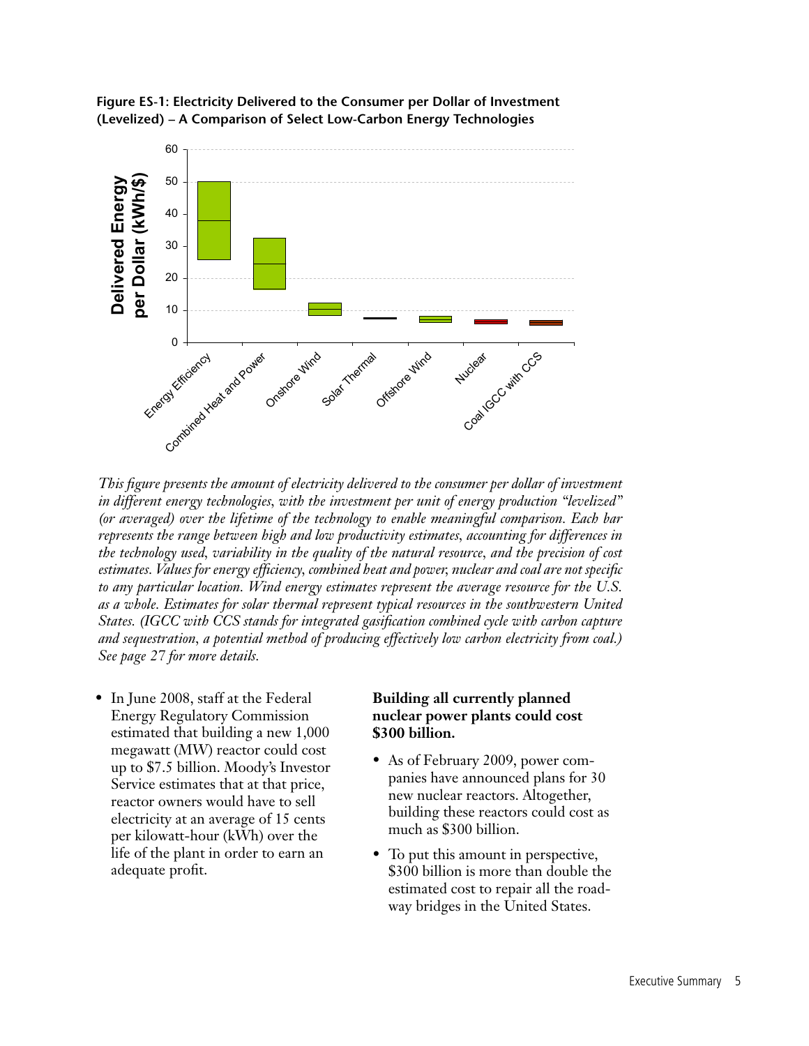**Figure ES-1: Electricity Delivered to the Consumer per Dollar of Investment (Levelized) – A Comparison of Select Low-Carbon Energy Technologies**

*This figure presents the amount of electricity delivered to the consumer per dollar of investment in different energy technologies, with the investment per unit of energy production "levelized" (or averaged) over the lifetime of the technology to enable meaningful comparison. Each bar represents the range between high and low productivity estimates, accounting for differences in the technology used, variability in the quality of the natural resource, and the precision of cost estimates. Values for energy efficiency, combined heat and power, nuclear and coal are not specific to any particular location. Wind energy estimates represent the average resource for the U.S. as a whole. Estimates for solar thermal represent typical resources in the southwestern United States. (IGCC with CCS stands for integrated gasification combined cycle with carbon capture and sequestration, a potential method of producing effectively low carbon electricity from coal.) See page 27 for more details.*

- In June 2008, staff at the Federal Energy Regulatory Commission estimated that building a new 1,000 megawatt (MW) reactor could cost up to $7.5 billion. Moody's Investor Service estimates that at that price, reactor owners would have to sell electricity at an average of 15 cents per kilowatt-hour (kWh) over the life of the plant in order to earn an adequate profit.

**Building all currently planned nuclear power plants could cost $300 billion.**

- As of February 2009, power companies have announced plans for 30 new nuclear reactors. Altogether, building these reactors could cost as much as $300 billion.
- To put this amount in perspective, $300 billion is more than double the estimated cost to repair all the roadway bridges in the United States.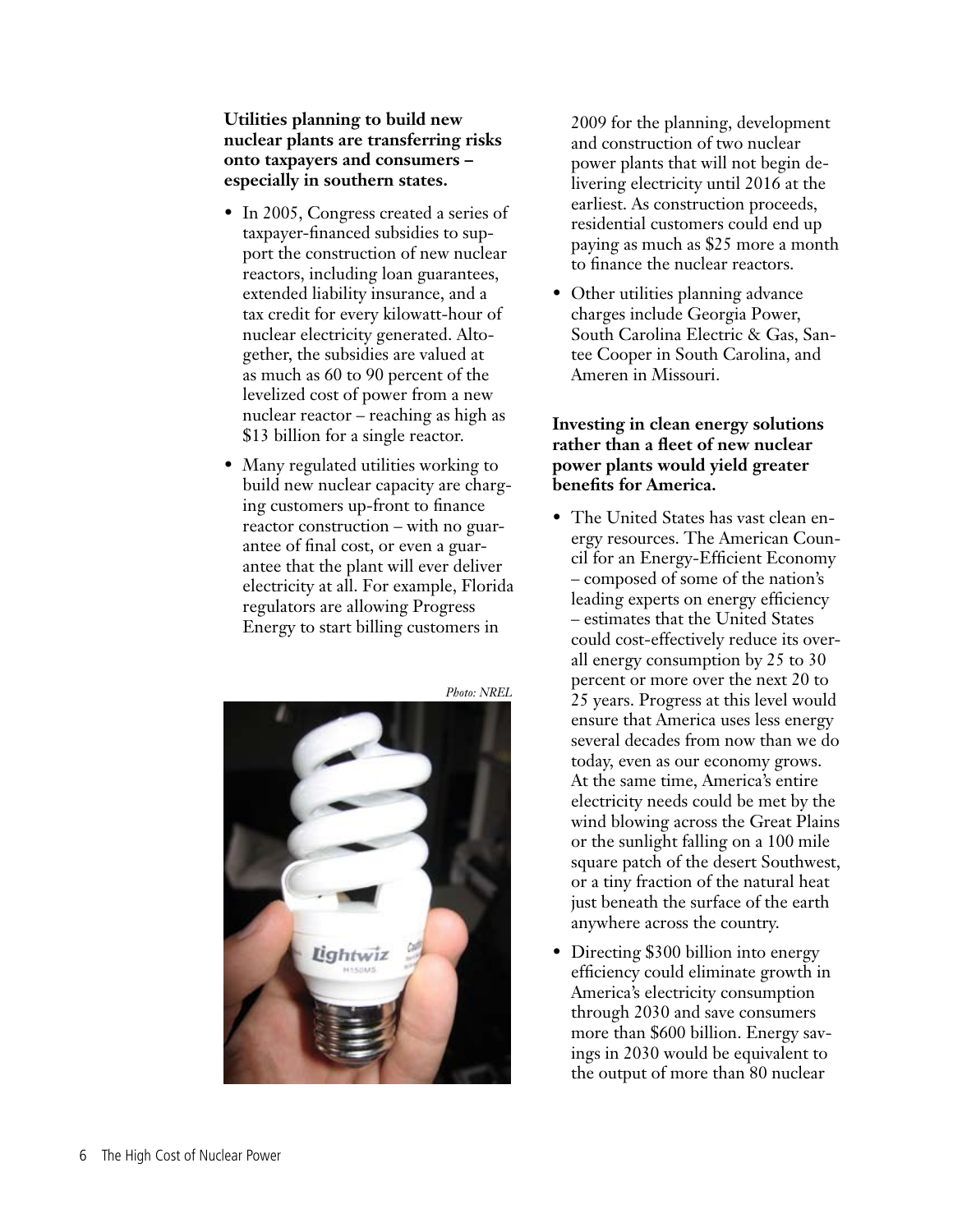**Utilities planning to build new nuclear plants are transferring risks onto taxpayers and consumers – especially in southern states.**

- In 2005, Congress created a series of taxpayer-financed subsidies to support the construction of new nuclear reactors, including loan guarantees, extended liability insurance, and a tax credit for every kilowatt-hour of nuclear electricity generated. Altogether, the subsidies are valued at as much as 60 to 90 percent of the levelized cost of power from a new nuclear reactor – reaching as high as $13 billion for a single reactor.
- Many regulated utilities working to build new nuclear capacity are charging customers up-front to finance reactor construction – with no guarantee of final cost, or even a guarantee that the plant will ever deliver electricity at all. For example, Florida regulators are allowing Progress Energy to start billing customers in 2009 for the planning, development and construction of two nuclear power plants that will not begin delivering electricity until 2016 at the earliest. As construction proceeds, residential customers could end up paying as much as $25 more a month to finance the nuclear reactors.
- Other utilities planning advance charges include Georgia Power, South Carolina Electric & Gas, Santee Cooper in South Carolina, and Ameren in Missouri.

*Photo: NREL*

**Investing in clean energy solutions rather than a fleet of new nuclear power plants would yield greater benefits for America.**

- The United States has vast clean energy resources. The American Council for an Energy-Efficient Economy – composed of some of the nation's leading experts on energy efficiency – estimates that the United States could cost-effectively reduce its overall energy consumption by 25 to 30 percent or more over the next 20 to 25 years. Progress at this level would ensure that America uses less energy several decades from now than we do today, even as our economy grows. At the same time, America's entire electricity needs could be met by the wind blowing across the Great Plains or the sunlight falling on a 100 mile square patch of the desert Southwest, or a tiny fraction of the natural heat just beneath the surface of the earth anywhere across the country.
- Directing $300 billion into energy efficiency could eliminate growth in America's electricity consumption through 2030 and save consumers more than $600 billion. Energy savings in 2030 would be equivalent to the output of more than 80 nuclear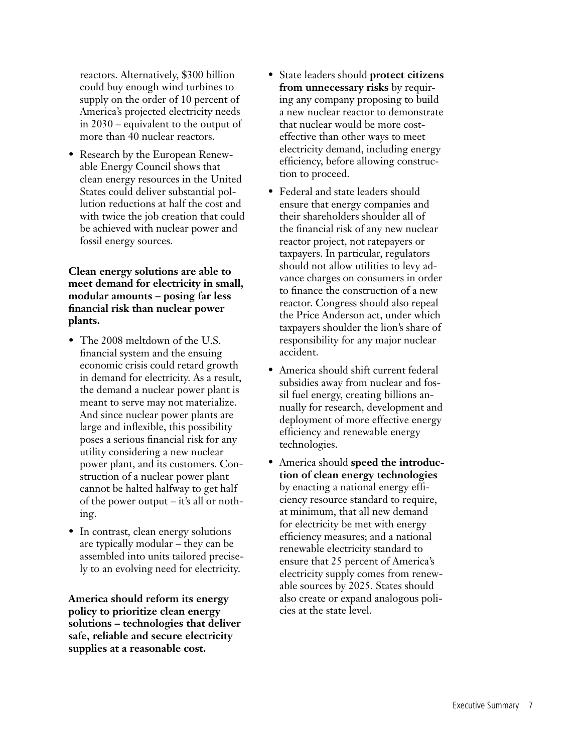reactors. Alternatively, $300 billion could buy enough wind turbines to supply on the order of 10 percent of America's projected electricity needs in 2030 – equivalent to the output of more than 40 nuclear reactors.

- Research by the European Renewable Energy Council shows that clean energy resources in the United States could deliver substantial pollution reductions at half the cost and with twice the job creation that could be achieved with nuclear power and fossil energy sources.

**Clean energy solutions are able to meet demand for electricity in small, modular amounts – posing far less financial risk than nuclear power plants.**

- The 2008 meltdown of the U.S. financial system and the ensuing economic crisis could retard growth in demand for electricity. As a result, the demand a nuclear power plant is meant to serve may not materialize. And since nuclear power plants are large and inflexible, this possibility poses a serious financial risk for any utility considering a new nuclear power plant, and its customers. Construction of a nuclear power plant cannot be halted halfway to get half of the power output – it's all or nothing.
- In contrast, clean energy solutions are typically modular – they can be assembled into units tailored precisely to an evolving need for electricity.

**America should reform its energy policy to prioritize clean energy solutions – technologies that deliver safe, reliable and secure electricity supplies at a reasonable cost.**

- State leaders should **protect citizens from unnecessary risks** by requiring any company proposing to build a new nuclear reactor to demonstrate that nuclear would be more cost-effective than other ways to meet electricity demand, including energy efficiency, before allowing construction to proceed.
- Federal and state leaders should ensure that energy companies and their shareholders shoulder all of the financial risk of any new nuclear reactor project, not ratepayers or taxpayers. In particular, regulators should not allow utilities to levy advance charges on consumers in order to finance the construction of a new reactor. Congress should also repeal the Price Anderson act, under which taxpayers shoulder the lion's share of responsibility for any major nuclear accident.
- America should shift current federal subsidies away from nuclear and fossil fuel energy, creating billions annually for research, development and deployment of more effective energy efficiency and renewable energy technologies.
- America should **speed the introduction of clean energy technologies** by enacting a national energy efficiency resource standard to require, at minimum, that all new demand for electricity be met with energy efficiency measures; and a national renewable electricity standard to ensure that 25 percent of America's electricity supply comes from renewable sources by 2025. States should also create or expand analogous policies at the state level.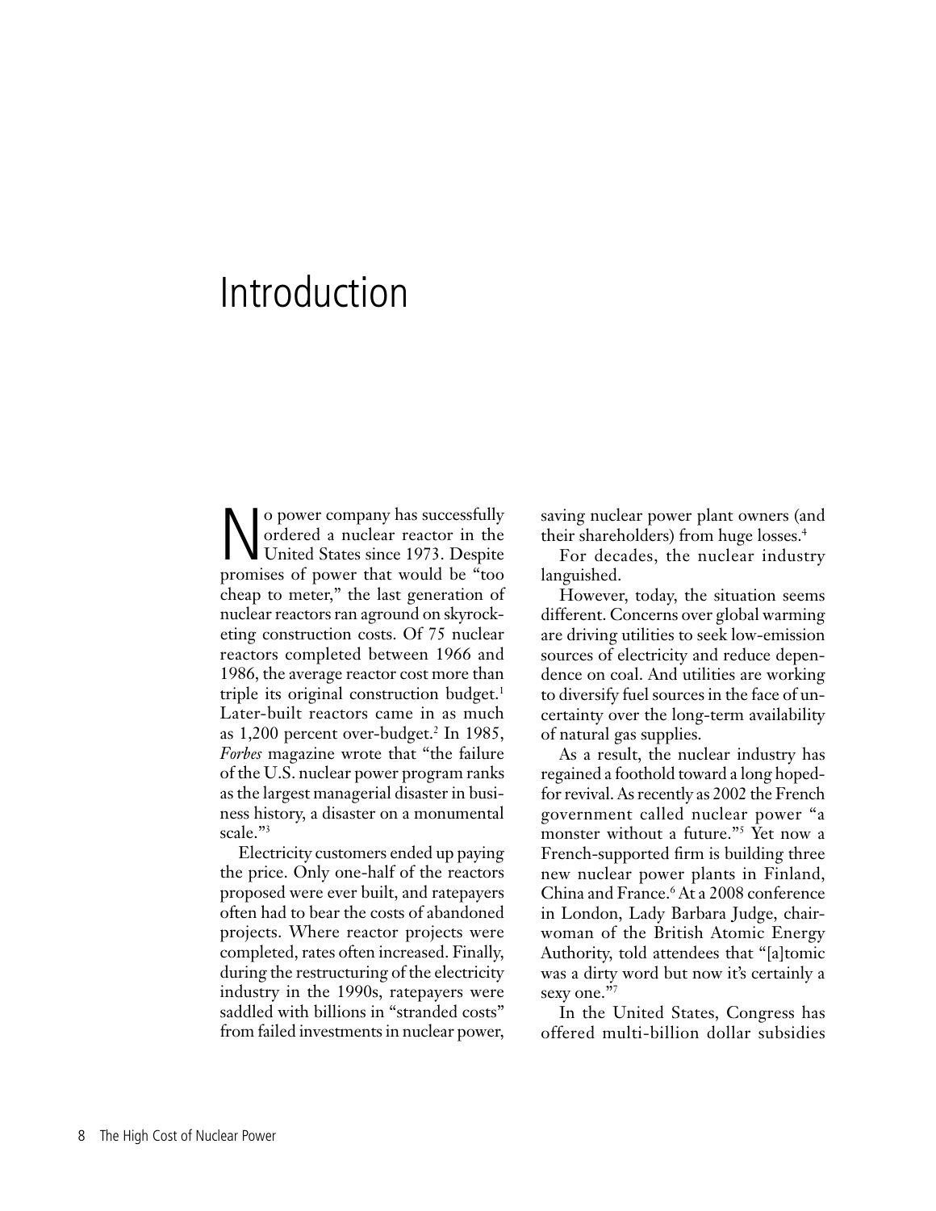# Introduction

No power company has successfully ordered a nuclear reactor in the United States since 1973. Despite promises of power that would be "too cheap to meter," the last generation of nuclear reactors ran aground on skyrocketing construction costs. Of 75 nuclear reactors completed between 1966 and 1986, the average reactor cost more than triple its original construction budget.[1] Later-built reactors came in as much as 1,200 percent over-budget.[2] In 1985, *Forbes* magazine wrote that "the failure of the U.S. nuclear power program ranks as the largest managerial disaster in business history, a disaster on a monumental scale."[3]

Electricity customers ended up paying the price. Only one-half of the reactors proposed were ever built, and ratepayers often had to bear the costs of abandoned projects. Where reactor projects were completed, rates often increased. Finally, during the restructuring of the electricity industry in the 1990s, ratepayers were saddled with billions in "stranded costs" from failed investments in nuclear power, saving nuclear power plant owners (and their shareholders) from huge losses.[4]

For decades, the nuclear industry languished.

However, today, the situation seems different. Concerns over global warming are driving utilities to seek low-emission sources of electricity and reduce dependence on coal. And utilities are working to diversify fuel sources in the face of uncertainty over the long-term availability of natural gas supplies.

As a result, the nuclear industry has regained a foothold toward a long hoped-for revival. As recently as 2002 the French government called nuclear power "a monster without a future."[5] Yet now a French-supported firm is building three new nuclear power plants in Finland, China and France.[6] At a 2008 conference in London, Lady Barbara Judge, chairwoman of the British Atomic Energy Authority, told attendees that "[a]tomic was a dirty word but now it's certainly a sexy one."[7]

In the United States, Congress has offered multi-billion dollar subsidies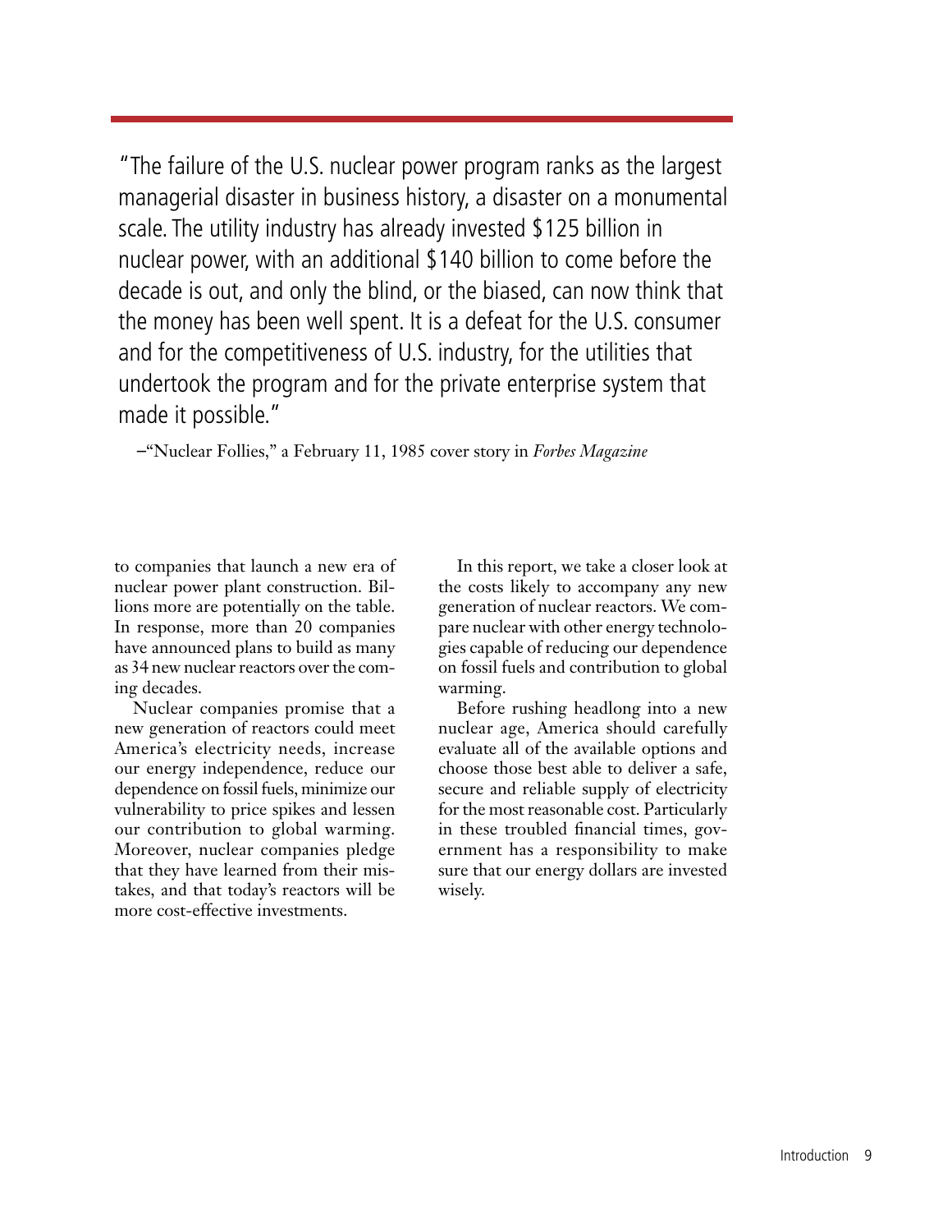> "The failure of the U.S. nuclear power program ranks as the largest managerial disaster in business history, a disaster on a monumental scale. The utility industry has already invested $125 billion in nuclear power, with an additional $140 billion to come before the decade is out, and only the blind, or the biased, can now think that the money has been well spent. It is a defeat for the U.S. consumer and for the competitiveness of U.S. industry, for the utilities that undertook the program and for the private enterprise system that made it possible."
>
> –"Nuclear Follies," a February 11, 1985 cover story in *Forbes Magazine*

to companies that launch a new era of nuclear power plant construction. Billions more are potentially on the table. In response, more than 20 companies have announced plans to build as many as 34 new nuclear reactors over the coming decades.

Nuclear companies promise that a new generation of reactors could meet America's electricity needs, increase our energy independence, reduce our dependence on fossil fuels, minimize our vulnerability to price spikes and lessen our contribution to global warming. Moreover, nuclear companies pledge that they have learned from their mistakes, and that today's reactors will be more cost-effective investments.

In this report, we take a closer look at the costs likely to accompany any new generation of nuclear reactors. We compare nuclear with other energy technologies capable of reducing our dependence on fossil fuels and contribution to global warming.

Before rushing headlong into a new nuclear age, America should carefully evaluate all of the available options and choose those best able to deliver a safe, secure and reliable supply of electricity for the most reasonable cost. Particularly in these troubled financial times, government has a responsibility to make sure that our energy dollars are invested wisely.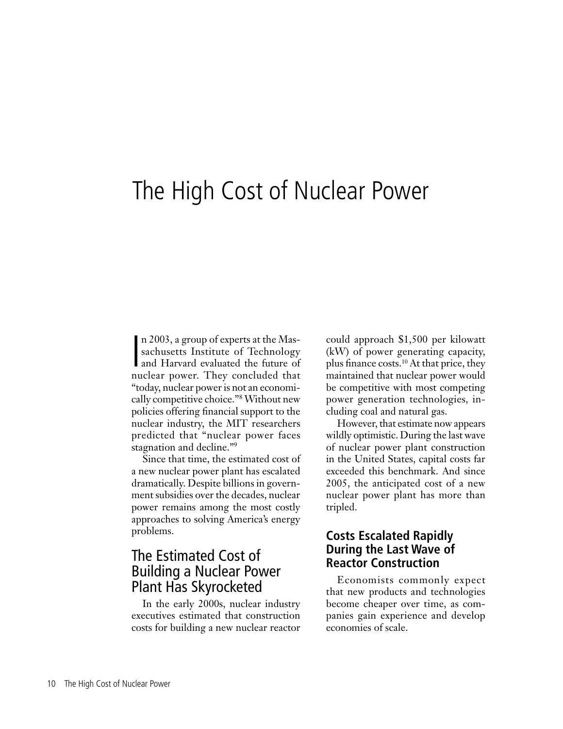# The High Cost of Nuclear Power

In 2003, a group of experts at the Massachusetts Institute of Technology and Harvard evaluated the future of nuclear power. They concluded that "today, nuclear power is not an economically competitive choice."[8] Without new policies offering financial support to the nuclear industry, the MIT researchers predicted that "nuclear power faces stagnation and decline."[9]

Since that time, the estimated cost of a new nuclear power plant has escalated dramatically. Despite billions in government subsidies over the decades, nuclear power remains among the most costly approaches to solving America's energy problems.

## The Estimated Cost of Building a Nuclear Power Plant Has Skyrocketed

In the early 2000s, nuclear industry executives estimated that construction costs for building a new nuclear reactor could approach $1,500 per kilowatt (kW) of power generating capacity, plus finance costs.[10] At that price, they maintained that nuclear power would be competitive with most competing power generation technologies, including coal and natural gas.

However, that estimate now appears wildly optimistic. During the last wave of nuclear power plant construction in the United States, capital costs far exceeded this benchmark. And since 2005, the anticipated cost of a new nuclear power plant has more than tripled.

### Costs Escalated Rapidly During the Last Wave of Reactor Construction

Economists commonly expect that new products and technologies become cheaper over time, as companies gain experience and develop economies of scale.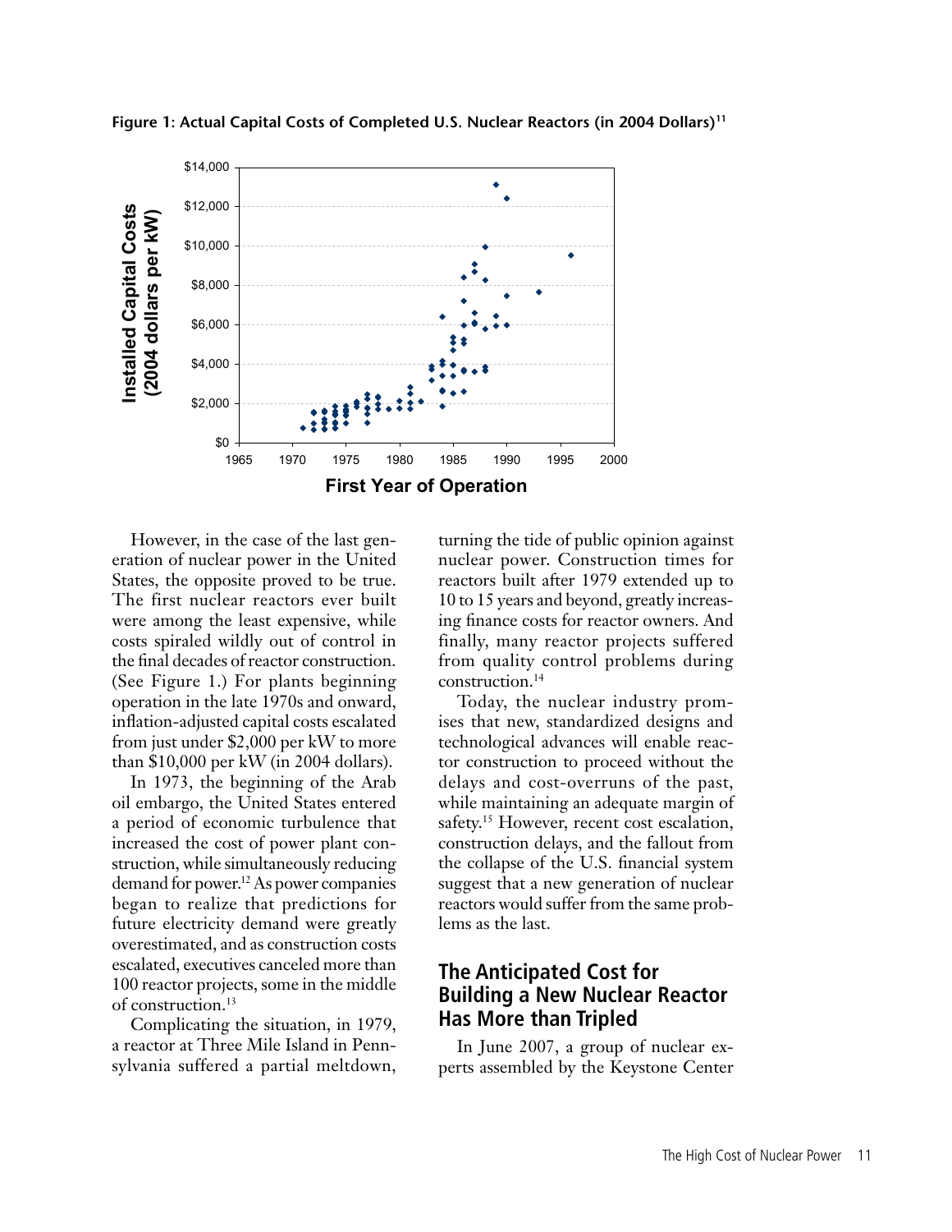**Figure 1: Actual Capital Costs of Completed U.S. Nuclear Reactors (in 2004 Dollars)[11]**

However, in the case of the last generation of nuclear power in the United States, the opposite proved to be true. The first nuclear reactors ever built were among the least expensive, while costs spiraled wildly out of control in the final decades of reactor construction. (See Figure 1.) For plants beginning operation in the late 1970s and onward, inflation-adjusted capital costs escalated from just under $2,000 per kW to more than $10,000 per kW (in 2004 dollars).

In 1973, the beginning of the Arab oil embargo, the United States entered a period of economic turbulence that increased the cost of power plant construction, while simultaneously reducing demand for power.[12] As power companies began to realize that predictions for future electricity demand were greatly overestimated, and as construction costs escalated, executives canceled more than 100 reactor projects, some in the middle of construction.[13]

Complicating the situation, in 1979, a reactor at Three Mile Island in Pennsylvania suffered a partial meltdown, turning the tide of public opinion against nuclear power. Construction times for reactors built after 1979 extended up to 10 to 15 years and beyond, greatly increasing finance costs for reactor owners. And finally, many reactor projects suffered from quality control problems during construction.[14]

Today, the nuclear industry promises that new, standardized designs and technological advances will enable reactor construction to proceed without the delays and cost-overruns of the past, while maintaining an adequate margin of safety.[15] However, recent cost escalation, construction delays, and the fallout from the collapse of the U.S. financial system suggest that a new generation of nuclear reactors would suffer from the same problems as the last.

## The Anticipated Cost for Building a New Nuclear Reactor Has More than Tripled

In June 2007, a group of nuclear experts assembled by the Keystone Center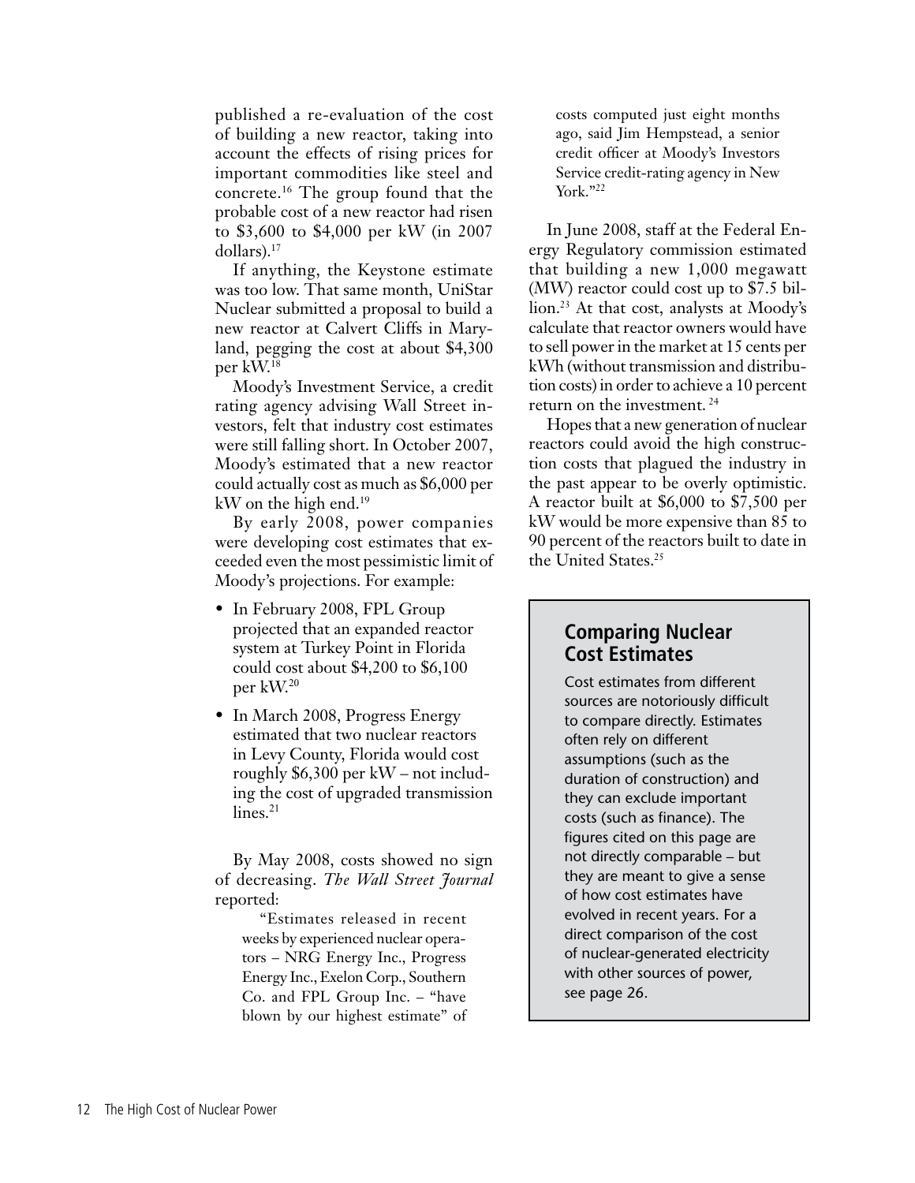published a re-evaluation of the cost of building a new reactor, taking into account the effects of rising prices for important commodities like steel and concrete.[16] The group found that the probable cost of a new reactor had risen to $3,600 to $4,000 per kW (in 2007 dollars).[17]

If anything, the Keystone estimate was too low. That same month, UniStar Nuclear submitted a proposal to build a new reactor at Calvert Cliffs in Maryland, pegging the cost at about $4,300 per kW.[18]

Moody's Investment Service, a credit rating agency advising Wall Street investors, felt that industry cost estimates were still falling short. In October 2007, Moody's estimated that a new reactor could actually cost as much as $6,000 per kW on the high end.[19]

By early 2008, power companies were developing cost estimates that exceeded even the most pessimistic limit of Moody's projections. For example:

- In February 2008, FPL Group projected that an expanded reactor system at Turkey Point in Florida could cost about $4,200 to $6,100 per kW.[20]
- In March 2008, Progress Energy estimated that two nuclear reactors in Levy County, Florida would cost roughly $6,300 per kW – not including the cost of upgraded transmission lines.[21]

By May 2008, costs showed no sign of decreasing. *The Wall Street Journal* reported:

> "Estimates released in recent weeks by experienced nuclear operators – NRG Energy Inc., Progress Energy Inc., Exelon Corp., Southern Co. and FPL Group Inc. – "have blown by our highest estimate" of costs computed just eight months ago, said Jim Hempstead, a senior credit officer at Moody's Investors Service credit-rating agency in New York."[22]

In June 2008, staff at the Federal Energy Regulatory commission estimated that building a new 1,000 megawatt (MW) reactor could cost up to $7.5 billion.[23] At that cost, analysts at Moody's calculate that reactor owners would have to sell power in the market at 15 cents per kWh (without transmission and distribution costs) in order to achieve a 10 percent return on the investment.[24]

Hopes that a new generation of nuclear reactors could avoid the high construction costs that plagued the industry in the past appear to be overly optimistic. A reactor built at $6,000 to $7,500 per kW would be more expensive than 85 to 90 percent of the reactors built to date in the United States.[25]

## Comparing Nuclear Cost Estimates

Cost estimates from different sources are notoriously difficult to compare directly. Estimates often rely on different assumptions (such as the duration of construction) and they can exclude important costs (such as finance). The figures cited on this page are not directly comparable – but they are meant to give a sense of how cost estimates have evolved in recent years. For a direct comparison of the cost of nuclear-generated electricity with other sources of power, see page 26.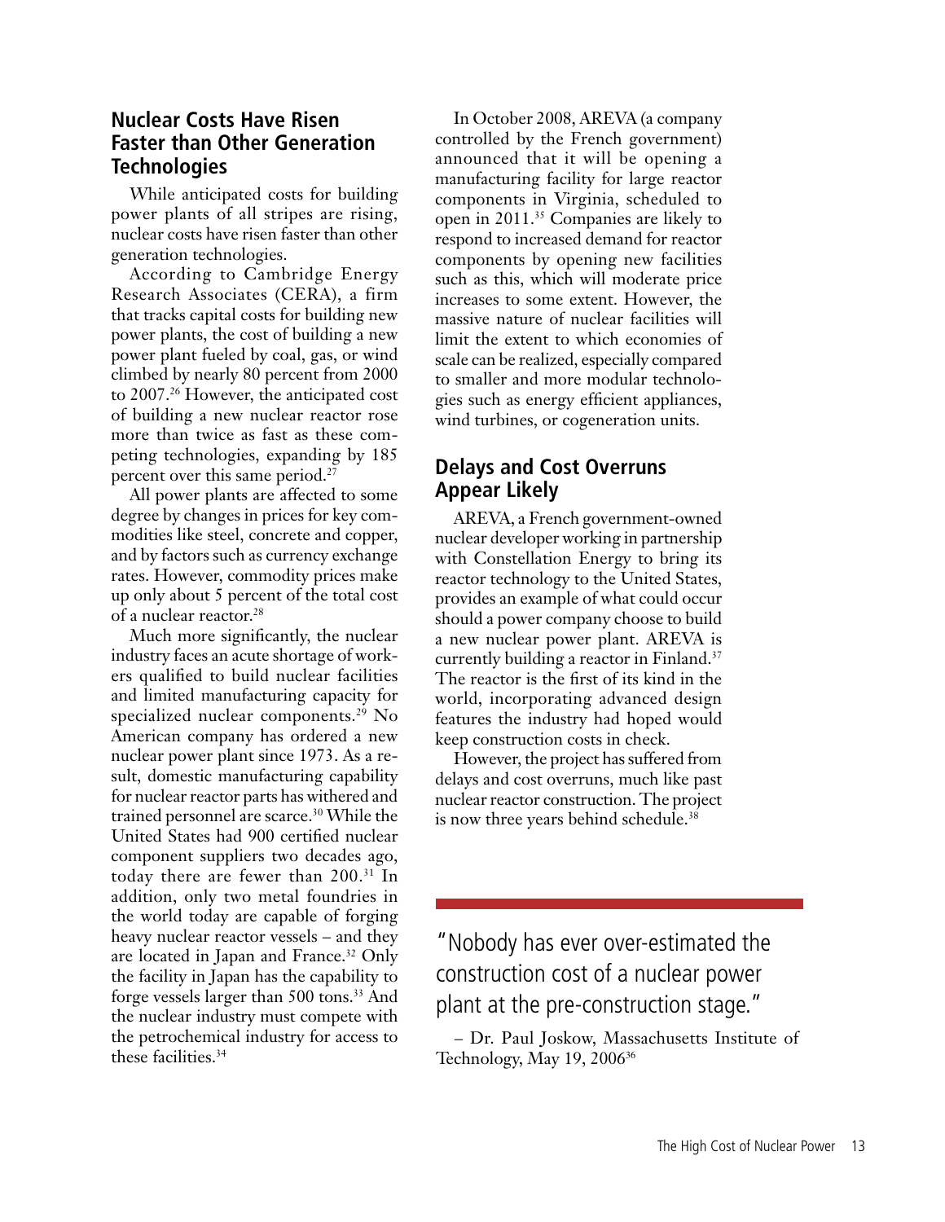## Nuclear Costs Have Risen Faster than Other Generation Technologies

While anticipated costs for building power plants of all stripes are rising, nuclear costs have risen faster than other generation technologies.

According to Cambridge Energy Research Associates (CERA), a firm that tracks capital costs for building new power plants, the cost of building a new power plant fueled by coal, gas, or wind climbed by nearly 80 percent from 2000 to 2007.[26] However, the anticipated cost of building a new nuclear reactor rose more than twice as fast as these competing technologies, expanding by 185 percent over this same period.[27]

All power plants are affected to some degree by changes in prices for key commodities like steel, concrete and copper, and by factors such as currency exchange rates. However, commodity prices make up only about 5 percent of the total cost of a nuclear reactor.[28]

Much more significantly, the nuclear industry faces an acute shortage of workers qualified to build nuclear facilities and limited manufacturing capacity for specialized nuclear components.[29] No American company has ordered a new nuclear power plant since 1973. As a result, domestic manufacturing capability for nuclear reactor parts has withered and trained personnel are scarce.[30] While the United States had 900 certified nuclear component suppliers two decades ago, today there are fewer than 200.[31] In addition, only two metal foundries in the world today are capable of forging heavy nuclear reactor vessels – and they are located in Japan and France.[32] Only the facility in Japan has the capability to forge vessels larger than 500 tons.[33] And the nuclear industry must compete with the petrochemical industry for access to these facilities.[34]

In October 2008, AREVA (a company controlled by the French government) announced that it will be opening a manufacturing facility for large reactor components in Virginia, scheduled to open in 2011.[35] Companies are likely to respond to increased demand for reactor components by opening new facilities such as this, which will moderate price increases to some extent. However, the massive nature of nuclear facilities will limit the extent to which economies of scale can be realized, especially compared to smaller and more modular technologies such as energy efficient appliances, wind turbines, or cogeneration units.

## Delays and Cost Overruns Appear Likely

AREVA, a French government-owned nuclear developer working in partnership with Constellation Energy to bring its reactor technology to the United States, provides an example of what could occur should a power company choose to build a new nuclear power plant. AREVA is currently building a reactor in Finland.[37] The reactor is the first of its kind in the world, incorporating advanced design features the industry had hoped would keep construction costs in check.

However, the project has suffered from delays and cost overruns, much like past nuclear reactor construction. The project is now three years behind schedule.[38]

> "Nobody has ever over-estimated the construction cost of a nuclear power plant at the pre-construction stage."
>
> – Dr. Paul Joskow, Massachusetts Institute of Technology, May 19, 2006[36]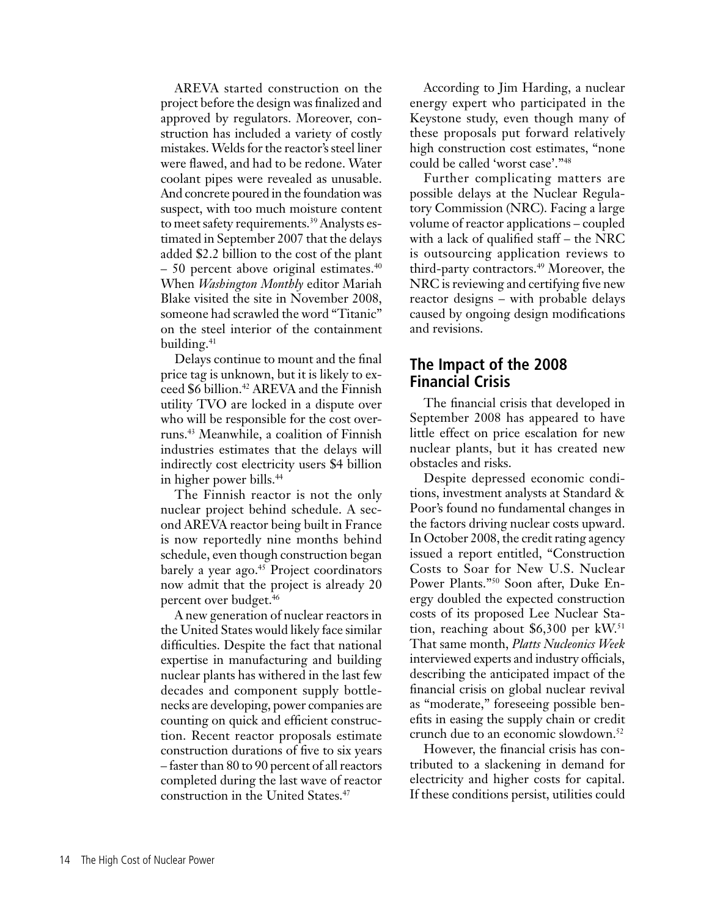AREVA started construction on the project before the design was finalized and approved by regulators. Moreover, construction has included a variety of costly mistakes. Welds for the reactor's steel liner were flawed, and had to be redone. Water coolant pipes were revealed as unusable. And concrete poured in the foundation was suspect, with too much moisture content to meet safety requirements.[39] Analysts estimated in September 2007 that the delays added $2.2 billion to the cost of the plant – 50 percent above original estimates.[40] When *Washington Monthly* editor Mariah Blake visited the site in November 2008, someone had scrawled the word "Titanic" on the steel interior of the containment building.[41]

Delays continue to mount and the final price tag is unknown, but it is likely to exceed $6 billion.[42] AREVA and the Finnish utility TVO are locked in a dispute over who will be responsible for the cost overruns.[43] Meanwhile, a coalition of Finnish industries estimates that the delays will indirectly cost electricity users $4 billion in higher power bills.[44]

The Finnish reactor is not the only nuclear project behind schedule. A second AREVA reactor being built in France is now reportedly nine months behind schedule, even though construction began barely a year ago.[45] Project coordinators now admit that the project is already 20 percent over budget.[46]

A new generation of nuclear reactors in the United States would likely face similar difficulties. Despite the fact that national expertise in manufacturing and building nuclear plants has withered in the last few decades and component supply bottlenecks are developing, power companies are counting on quick and efficient construction. Recent reactor proposals estimate construction durations of five to six years – faster than 80 to 90 percent of all reactors completed during the last wave of reactor construction in the United States.[47]

According to Jim Harding, a nuclear energy expert who participated in the Keystone study, even though many of these proposals put forward relatively high construction cost estimates, "none could be called 'worst case'."[48]

Further complicating matters are possible delays at the Nuclear Regulatory Commission (NRC). Facing a large volume of reactor applications – coupled with a lack of qualified staff – the NRC is outsourcing application reviews to third-party contractors.[49] Moreover, the NRC is reviewing and certifying five new reactor designs – with probable delays caused by ongoing design modifications and revisions.

## The Impact of the 2008 Financial Crisis

The financial crisis that developed in September 2008 has appeared to have little effect on price escalation for new nuclear plants, but it has created new obstacles and risks.

Despite depressed economic conditions, investment analysts at Standard & Poor's found no fundamental changes in the factors driving nuclear costs upward. In October 2008, the credit rating agency issued a report entitled, "Construction Costs to Soar for New U.S. Nuclear Power Plants."[50] Soon after, Duke Energy doubled the expected construction costs of its proposed Lee Nuclear Station, reaching about $6,300 per kW.[51] That same month, *Platts Nucleonics Week* interviewed experts and industry officials, describing the anticipated impact of the financial crisis on global nuclear revival as "moderate," foreseeing possible benefits in easing the supply chain or credit crunch due to an economic slowdown.[52]

However, the financial crisis has contributed to a slackening in demand for electricity and higher costs for capital. If these conditions persist, utilities could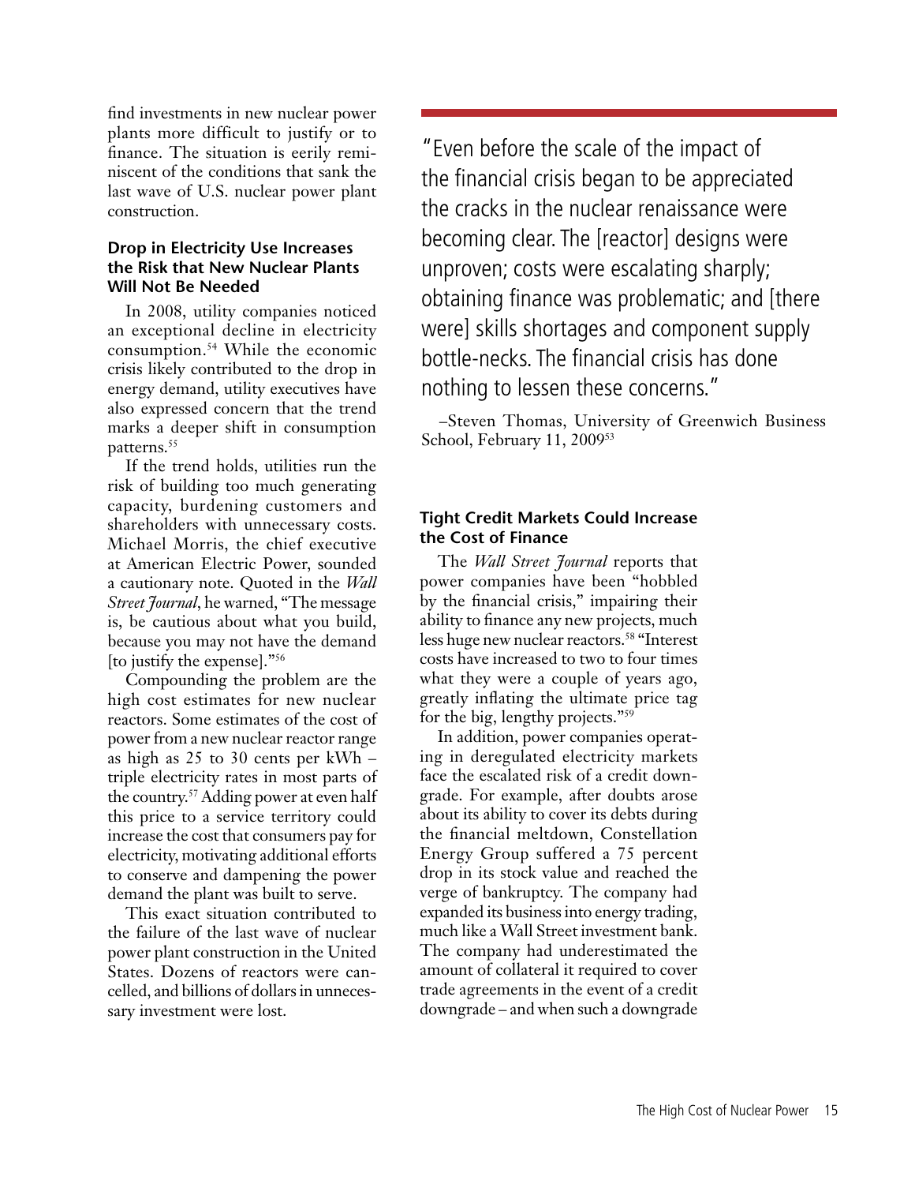find investments in new nuclear power plants more difficult to justify or to finance. The situation is eerily reminiscent of the conditions that sank the last wave of U.S. nuclear power plant construction.

### Drop in Electricity Use Increases the Risk that New Nuclear Plants Will Not Be Needed

In 2008, utility companies noticed an exceptional decline in electricity consumption.[54] While the economic crisis likely contributed to the drop in energy demand, utility executives have also expressed concern that the trend marks a deeper shift in consumption patterns.[55]

If the trend holds, utilities run the risk of building too much generating capacity, burdening customers and shareholders with unnecessary costs. Michael Morris, the chief executive at American Electric Power, sounded a cautionary note. Quoted in the *Wall Street Journal*, he warned, "The message is, be cautious about what you build, because you may not have the demand [to justify the expense]."[56]

Compounding the problem are the high cost estimates for new nuclear reactors. Some estimates of the cost of power from a new nuclear reactor range as high as 25 to 30 cents per kWh – triple electricity rates in most parts of the country.[57] Adding power at even half this price to a service territory could increase the cost that consumers pay for electricity, motivating additional efforts to conserve and dampening the power demand the plant was built to serve.

This exact situation contributed to the failure of the last wave of nuclear power plant construction in the United States. Dozens of reactors were cancelled, and billions of dollars in unnecessary investment were lost.

> "Even before the scale of the impact of the financial crisis began to be appreciated the cracks in the nuclear renaissance were becoming clear. The [reactor] designs were unproven; costs were escalating sharply; obtaining finance was problematic; and [there were] skills shortages and component supply bottle-necks. The financial crisis has done nothing to lessen these concerns."
>
> –Steven Thomas, University of Greenwich Business School, February 11, 2009[53]

### Tight Credit Markets Could Increase the Cost of Finance

The *Wall Street Journal* reports that power companies have been "hobbled by the financial crisis," impairing their ability to finance any new projects, much less huge new nuclear reactors.[58] "Interest costs have increased to two to four times what they were a couple of years ago, greatly inflating the ultimate price tag for the big, lengthy projects."[59]

In addition, power companies operating in deregulated electricity markets face the escalated risk of a credit downgrade. For example, after doubts arose about its ability to cover its debts during the financial meltdown, Constellation Energy Group suffered a 75 percent drop in its stock value and reached the verge of bankruptcy. The company had expanded its business into energy trading, much like a Wall Street investment bank. The company had underestimated the amount of collateral it required to cover trade agreements in the event of a credit downgrade – and when such a downgrade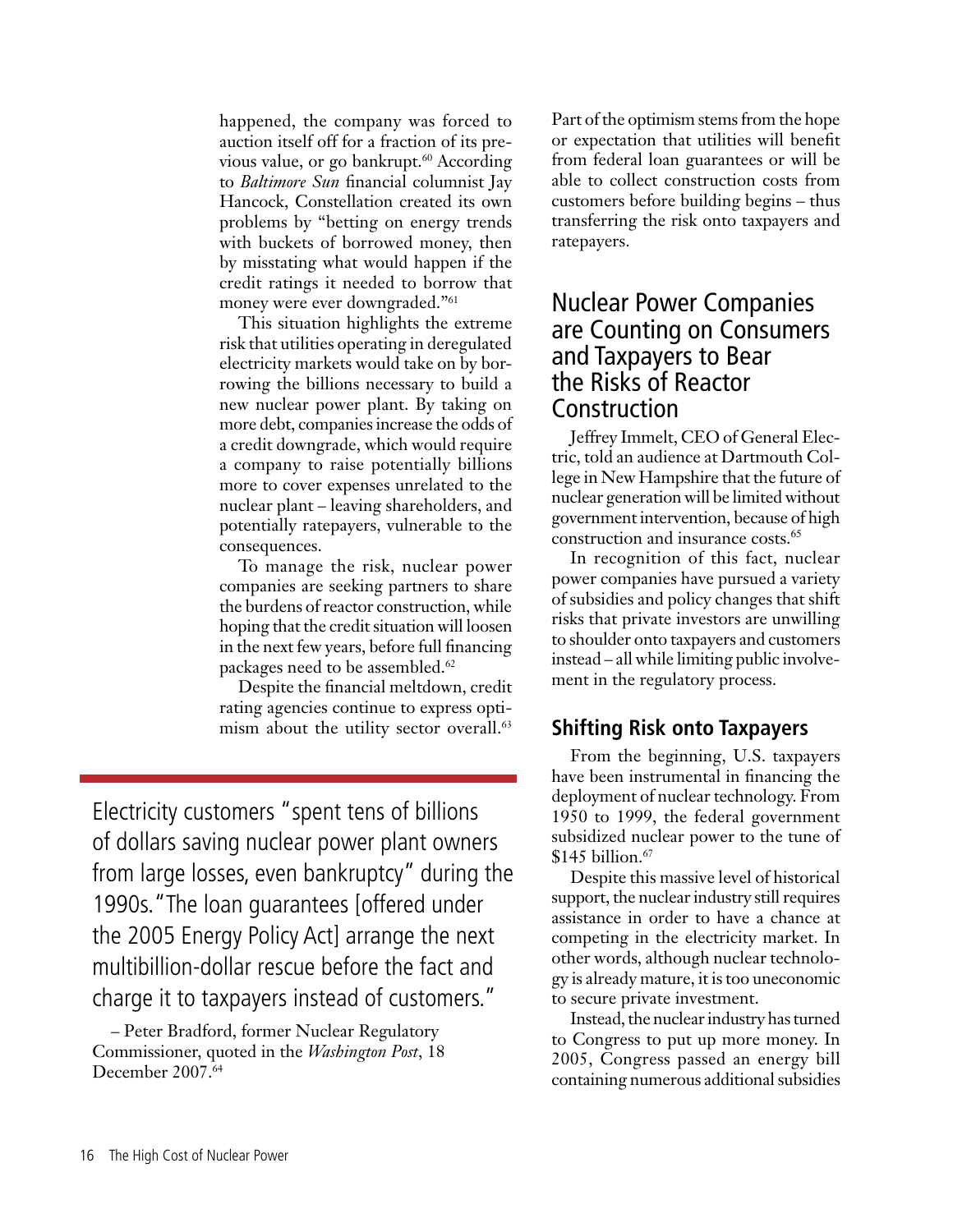happened, the company was forced to auction itself off for a fraction of its previous value, or go bankrupt.[60] According to *Baltimore Sun* financial columnist Jay Hancock, Constellation created its own problems by "betting on energy trends with buckets of borrowed money, then by misstating what would happen if the credit ratings it needed to borrow that money were ever downgraded."[61]

This situation highlights the extreme risk that utilities operating in deregulated electricity markets would take on by borrowing the billions necessary to build a new nuclear power plant. By taking on more debt, companies increase the odds of a credit downgrade, which would require a company to raise potentially billions more to cover expenses unrelated to the nuclear plant – leaving shareholders, and potentially ratepayers, vulnerable to the consequences.

To manage the risk, nuclear power companies are seeking partners to share the burdens of reactor construction, while hoping that the credit situation will loosen in the next few years, before full financing packages need to be assembled.[62]

Despite the financial meltdown, credit rating agencies continue to express optimism about the utility sector overall.[63]

> Electricity customers "spent tens of billions of dollars saving nuclear power plant owners from large losses, even bankruptcy" during the 1990s. "The loan guarantees [offered under the 2005 Energy Policy Act] arrange the next multibillion-dollar rescue before the fact and charge it to taxpayers instead of customers."
>
> – Peter Bradford, former Nuclear Regulatory Commissioner, quoted in the *Washington Post*, 18 December 2007.[64]

Part of the optimism stems from the hope or expectation that utilities will benefit from federal loan guarantees or will be able to collect construction costs from customers before building begins – thus transferring the risk onto taxpayers and ratepayers.

## Nuclear Power Companies are Counting on Consumers and Taxpayers to Bear the Risks of Reactor Construction

Jeffrey Immelt, CEO of General Electric, told an audience at Dartmouth College in New Hampshire that the future of nuclear generation will be limited without government intervention, because of high construction and insurance costs.[65]

In recognition of this fact, nuclear power companies have pursued a variety of subsidies and policy changes that shift risks that private investors are unwilling to shoulder onto taxpayers and customers instead – all while limiting public involvement in the regulatory process.

### Shifting Risk onto Taxpayers

From the beginning, U.S. taxpayers have been instrumental in financing the deployment of nuclear technology. From 1950 to 1999, the federal government subsidized nuclear power to the tune of $145 billion.[67]

Despite this massive level of historical support, the nuclear industry still requires assistance in order to have a chance at competing in the electricity market. In other words, although nuclear technology is already mature, it is too uneconomic to secure private investment.

Instead, the nuclear industry has turned to Congress to put up more money. In 2005, Congress passed an energy bill containing numerous additional subsidies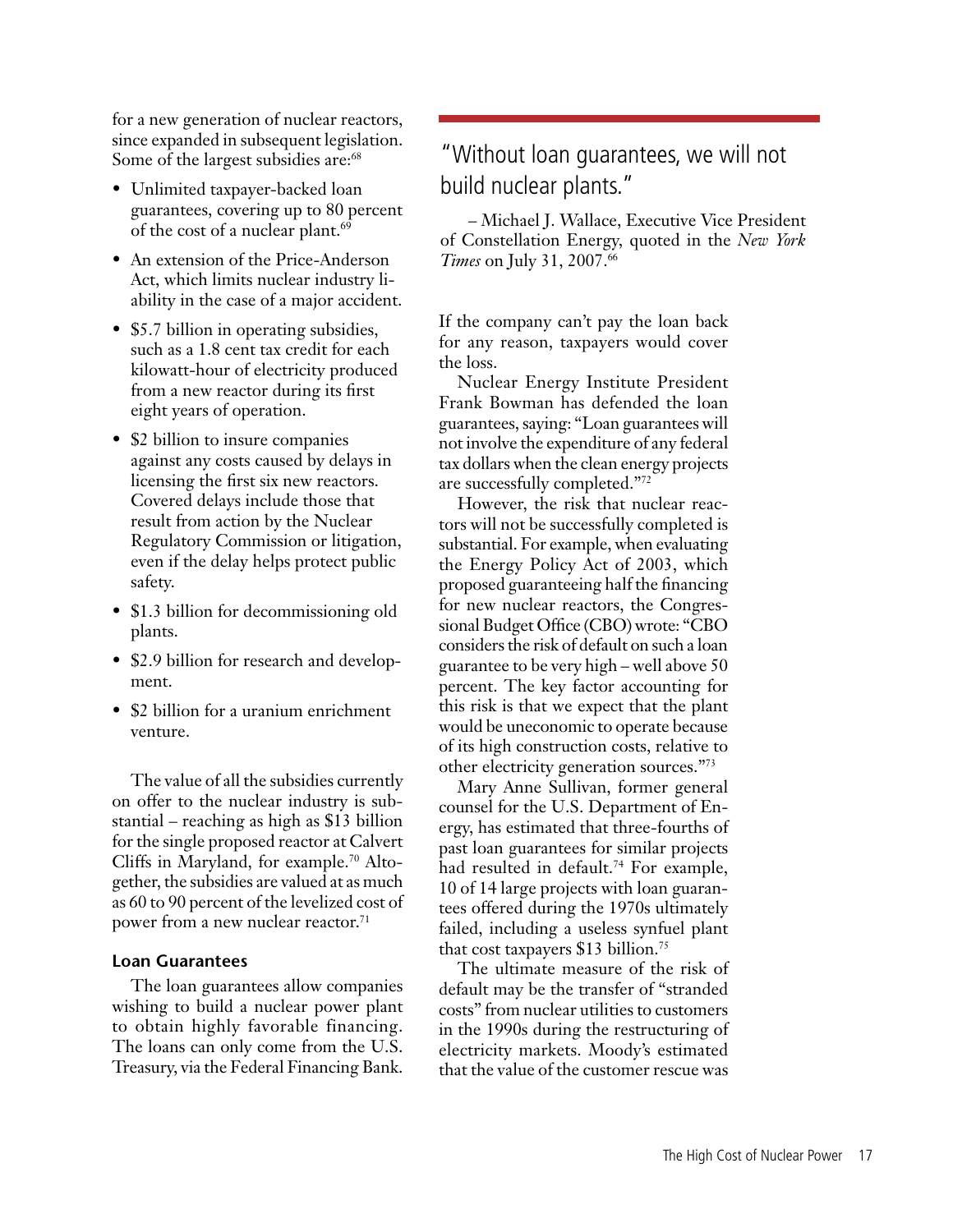for a new generation of nuclear reactors, since expanded in subsequent legislation. Some of the largest subsidies are:[68]

- Unlimited taxpayer-backed loan guarantees, covering up to 80 percent of the cost of a nuclear plant.[69]
- An extension of the Price-Anderson Act, which limits nuclear industry liability in the case of a major accident.
- \$5.7 billion in operating subsidies, such as a 1.8 cent tax credit for each kilowatt-hour of electricity produced from a new reactor during its first eight years of operation.
- \$2 billion to insure companies against any costs caused by delays in licensing the first six new reactors. Covered delays include those that result from action by the Nuclear Regulatory Commission or litigation, even if the delay helps protect public safety.
- \$1.3 billion for decommissioning old plants.
- \$2.9 billion for research and development.
- \$2 billion for a uranium enrichment venture.

The value of all the subsidies currently on offer to the nuclear industry is substantial – reaching as high as \$13 billion for the single proposed reactor at Calvert Cliffs in Maryland, for example.[70] Altogether, the subsidies are valued at as much as 60 to 90 percent of the levelized cost of power from a new nuclear reactor.[71]

### Loan Guarantees

The loan guarantees allow companies wishing to build a nuclear power plant to obtain highly favorable financing. The loans can only come from the U.S. Treasury, via the Federal Financing Bank. If the company can't pay the loan back for any reason, taxpayers would cover the loss.

> "Without loan guarantees, we will not build nuclear plants."
>
> – Michael J. Wallace, Executive Vice President of Constellation Energy, quoted in the *New York Times* on July 31, 2007.[66]

Nuclear Energy Institute President Frank Bowman has defended the loan guarantees, saying: "Loan guarantees will not involve the expenditure of any federal tax dollars when the clean energy projects are successfully completed."[72]

However, the risk that nuclear reactors will not be successfully completed is substantial. For example, when evaluating the Energy Policy Act of 2003, which proposed guaranteeing half the financing for new nuclear reactors, the Congressional Budget Office (CBO) wrote: "CBO considers the risk of default on such a loan guarantee to be very high – well above 50 percent. The key factor accounting for this risk is that we expect that the plant would be uneconomic to operate because of its high construction costs, relative to other electricity generation sources."[73]

Mary Anne Sullivan, former general counsel for the U.S. Department of Energy, has estimated that three-fourths of past loan guarantees for similar projects had resulted in default.[74] For example, 10 of 14 large projects with loan guarantees offered during the 1970s ultimately failed, including a useless synfuel plant that cost taxpayers \$13 billion.[75]

The ultimate measure of the risk of default may be the transfer of "stranded costs" from nuclear utilities to customers in the 1990s during the restructuring of electricity markets. Moody's estimated that the value of the customer rescue was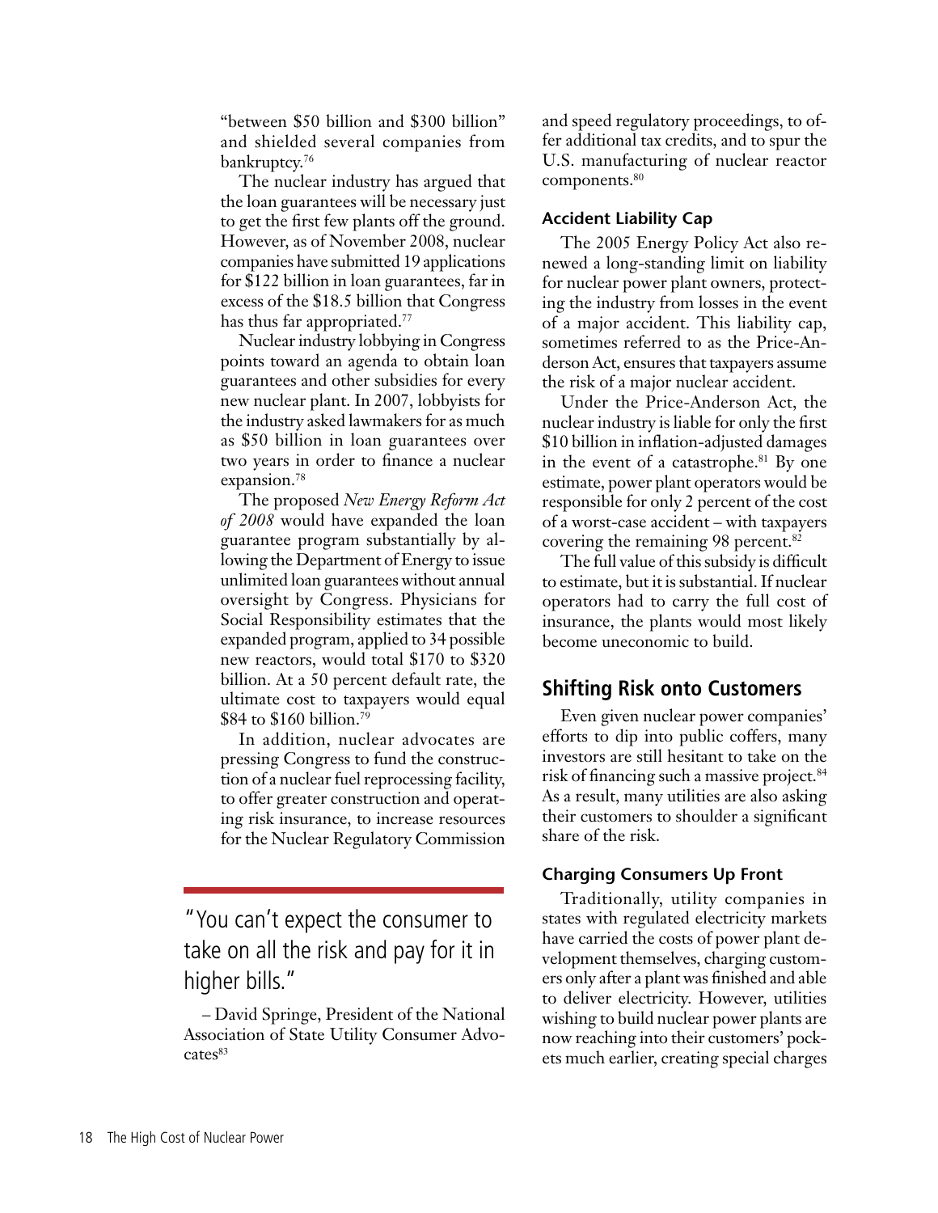"between $50 billion and $300 billion" and shielded several companies from bankruptcy.[76]

The nuclear industry has argued that the loan guarantees will be necessary just to get the first few plants off the ground. However, as of November 2008, nuclear companies have submitted 19 applications for $122 billion in loan guarantees, far in excess of the $18.5 billion that Congress has thus far appropriated.[77]

Nuclear industry lobbying in Congress points toward an agenda to obtain loan guarantees and other subsidies for every new nuclear plant. In 2007, lobbyists for the industry asked lawmakers for as much as $50 billion in loan guarantees over two years in order to finance a nuclear expansion.[78]

The proposed *New Energy Reform Act of 2008* would have expanded the loan guarantee program substantially by allowing the Department of Energy to issue unlimited loan guarantees without annual oversight by Congress. Physicians for Social Responsibility estimates that the expanded program, applied to 34 possible new reactors, would total $170 to $320 billion. At a 50 percent default rate, the ultimate cost to taxpayers would equal $84 to $160 billion.[79]

In addition, nuclear advocates are pressing Congress to fund the construction of a nuclear fuel reprocessing facility, to offer greater construction and operating risk insurance, to increase resources for the Nuclear Regulatory Commission and speed regulatory proceedings, to offer additional tax credits, and to spur the U.S. manufacturing of nuclear reactor components.[80]

"You can't expect the consumer to take on all the risk and pay for it in higher bills."

– David Springe, President of the National Association of State Utility Consumer Advocates[83]

### Accident Liability Cap

The 2005 Energy Policy Act also renewed a long-standing limit on liability for nuclear power plant owners, protecting the industry from losses in the event of a major accident. This liability cap, sometimes referred to as the Price-Anderson Act, ensures that taxpayers assume the risk of a major nuclear accident.

Under the Price-Anderson Act, the nuclear industry is liable for only the first $10 billion in inflation-adjusted damages in the event of a catastrophe.[81] By one estimate, power plant operators would be responsible for only 2 percent of the cost of a worst-case accident – with taxpayers covering the remaining 98 percent.[82]

The full value of this subsidy is difficult to estimate, but it is substantial. If nuclear operators had to carry the full cost of insurance, the plants would most likely become uneconomic to build.

## Shifting Risk onto Customers

Even given nuclear power companies' efforts to dip into public coffers, many investors are still hesitant to take on the risk of financing such a massive project.[84] As a result, many utilities are also asking their customers to shoulder a significant share of the risk.

### Charging Consumers Up Front

Traditionally, utility companies in states with regulated electricity markets have carried the costs of power plant development themselves, charging customers only after a plant was finished and able to deliver electricity. However, utilities wishing to build nuclear power plants are now reaching into their customers' pockets much earlier, creating special charges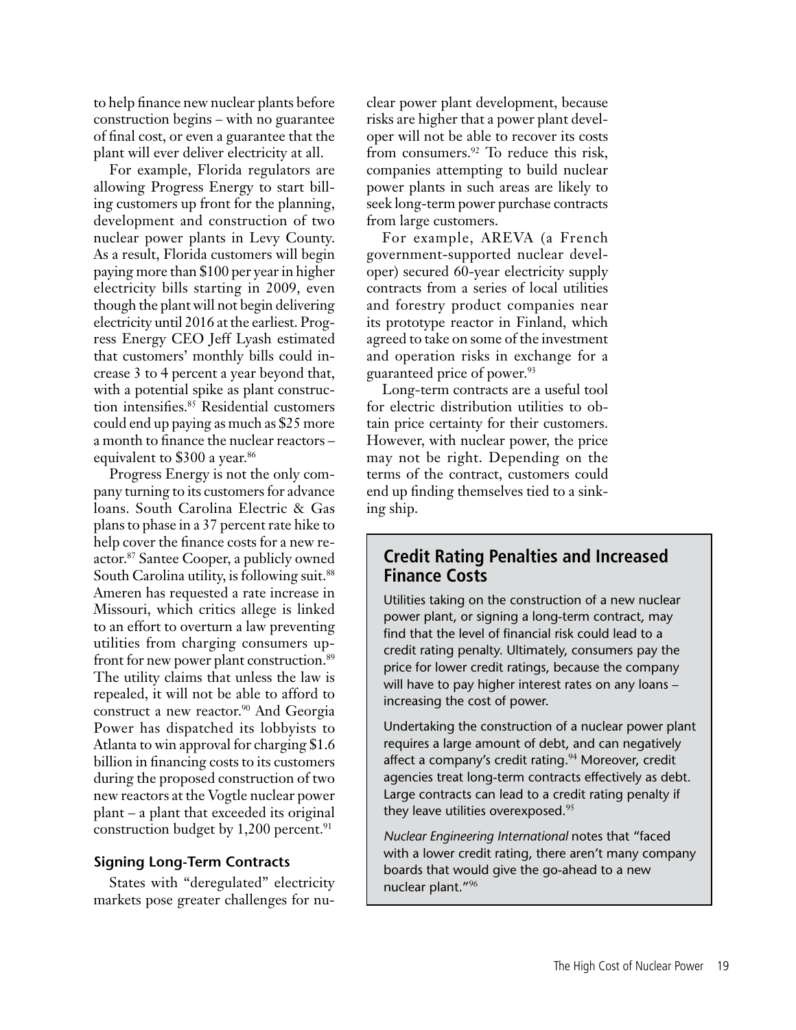to help finance new nuclear plants before construction begins – with no guarantee of final cost, or even a guarantee that the plant will ever deliver electricity at all.

For example, Florida regulators are allowing Progress Energy to start billing customers up front for the planning, development and construction of two nuclear power plants in Levy County. As a result, Florida customers will begin paying more than $100 per year in higher electricity bills starting in 2009, even though the plant will not begin delivering electricity until 2016 at the earliest. Progress Energy CEO Jeff Lyash estimated that customers' monthly bills could increase 3 to 4 percent a year beyond that, with a potential spike as plant construction intensifies.[85] Residential customers could end up paying as much as $25 more a month to finance the nuclear reactors – equivalent to $300 a year.[86]

Progress Energy is not the only company turning to its customers for advance loans. South Carolina Electric & Gas plans to phase in a 37 percent rate hike to help cover the finance costs for a new reactor.[87] Santee Cooper, a publicly owned South Carolina utility, is following suit.[88] Ameren has requested a rate increase in Missouri, which critics allege is linked to an effort to overturn a law preventing utilities from charging consumers upfront for new power plant construction.[89] The utility claims that unless the law is repealed, it will not be able to afford to construct a new reactor.[90] And Georgia Power has dispatched its lobbyists to Atlanta to win approval for charging $1.6 billion in financing costs to its customers during the proposed construction of two new reactors at the Vogtle nuclear power plant – a plant that exceeded its original construction budget by 1,200 percent.[91]

### Signing Long-Term Contracts

States with "deregulated" electricity markets pose greater challenges for nuclear power plant development, because risks are higher that a power plant developer will not be able to recover its costs from consumers.[92] To reduce this risk, companies attempting to build nuclear power plants in such areas are likely to seek long-term power purchase contracts from large customers.

For example, AREVA (a French government-supported nuclear developer) secured 60-year electricity supply contracts from a series of local utilities and forestry product companies near its prototype reactor in Finland, which agreed to take on some of the investment and operation risks in exchange for a guaranteed price of power.[93]

Long-term contracts are a useful tool for electric distribution utilities to obtain price certainty for their customers. However, with nuclear power, the price may not be right. Depending on the terms of the contract, customers could end up finding themselves tied to a sinking ship.

## Credit Rating Penalties and Increased Finance Costs

Utilities taking on the construction of a new nuclear power plant, or signing a long-term contract, may find that the level of financial risk could lead to a credit rating penalty. Ultimately, consumers pay the price for lower credit ratings, because the company will have to pay higher interest rates on any loans – increasing the cost of power.

Undertaking the construction of a nuclear power plant requires a large amount of debt, and can negatively affect a company's credit rating.[94] Moreover, credit agencies treat long-term contracts effectively as debt. Large contracts can lead to a credit rating penalty if they leave utilities overexposed.[95]

*Nuclear Engineering International* notes that "faced with a lower credit rating, there aren't many company boards that would give the go-ahead to a new nuclear plant."[96]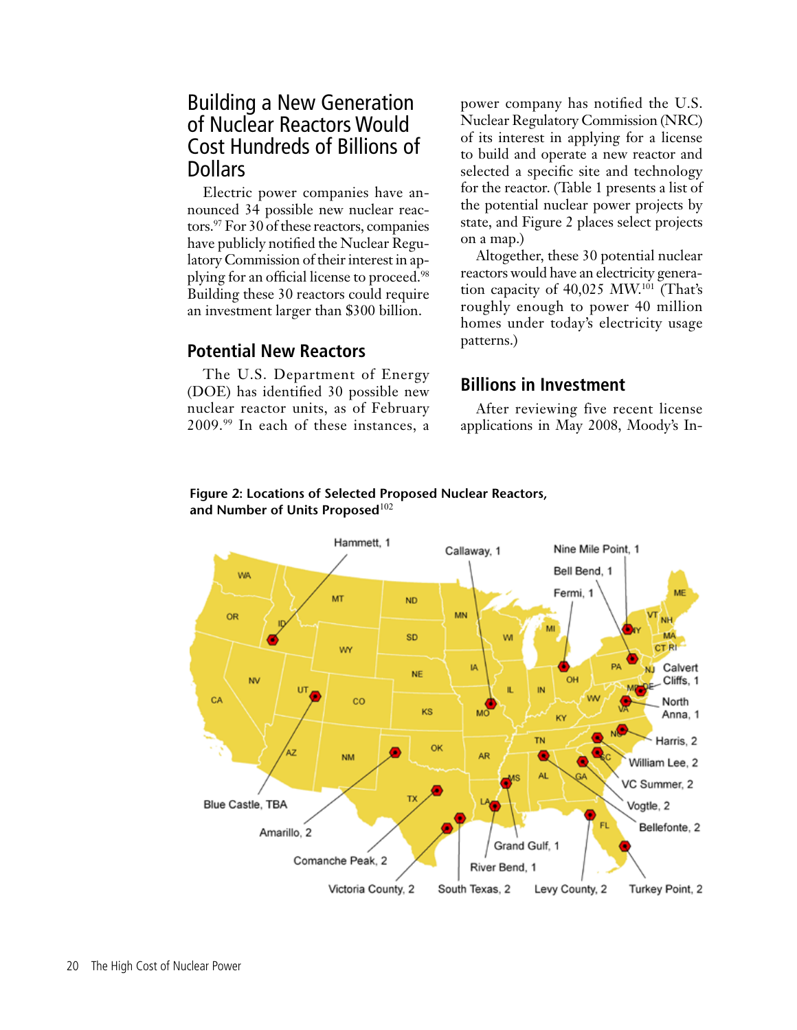## Building a New Generation of Nuclear Reactors Would Cost Hundreds of Billions of Dollars

Electric power companies have announced 34 possible new nuclear reactors.[97] For 30 of these reactors, companies have publicly notified the Nuclear Regulatory Commission of their interest in applying for an official license to proceed.[98] Building these 30 reactors could require an investment larger than $300 billion.

### Potential New Reactors

The U.S. Department of Energy (DOE) has identified 30 possible new nuclear reactor units, as of February 2009.[99] In each of these instances, a power company has notified the U.S. Nuclear Regulatory Commission (NRC) of its interest in applying for a license to build and operate a new reactor and selected a specific site and technology for the reactor. (Table 1 presents a list of the potential nuclear power projects by state, and Figure 2 places select projects on a map.)

Altogether, these 30 potential nuclear reactors would have an electricity generation capacity of 40,025 MW.[101] (That's roughly enough to power 40 million homes under today's electricity usage patterns.)

### Billions in Investment

After reviewing five recent license applications in May 2008, Moody's In-

**Figure 2: Locations of Selected Proposed Nuclear Reactors, and Number of Units Proposed**[102]

Hammett, 1; Callaway, 1; Nine Mile Point, 1; Bell Bend, 1; Fermi, 1; Calvert Cliffs, 1; North Anna, 1; Harris, 2; William Lee, 2; VC Summer, 2; Vogtle, 2; Bellefonte, 2; Blue Castle, TBA; Amarillo, 2; Comanche Peak, 2; Victoria County, 2; South Texas, 2; River Bend, 1; Grand Gulf, 1; Levy County, 2; Turkey Point, 2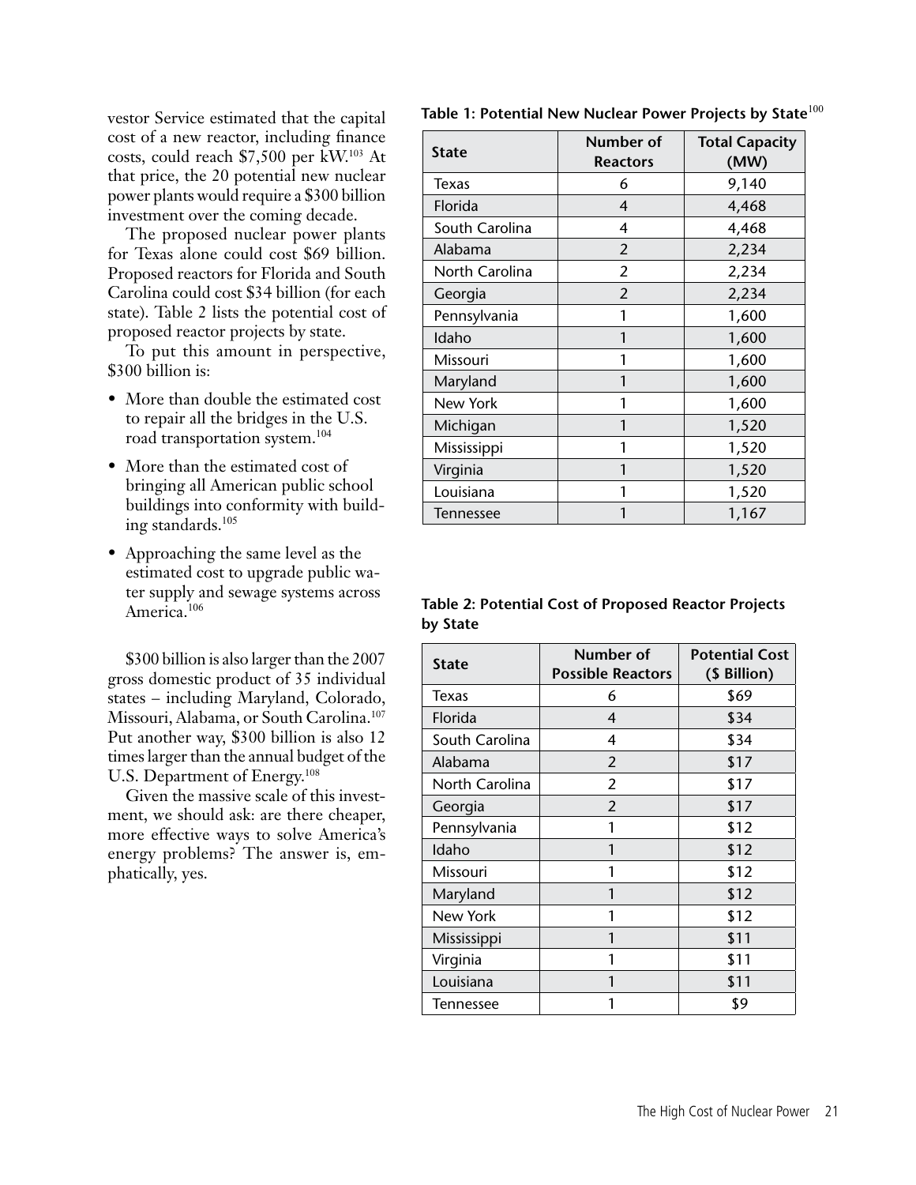vestor Service estimated that the capital cost of a new reactor, including finance costs, could reach $7,500 per kW.[103] At that price, the 20 potential new nuclear power plants would require a $300 billion investment over the coming decade.

The proposed nuclear power plants for Texas alone could cost $69 billion. Proposed reactors for Florida and South Carolina could cost $34 billion (for each state). Table 2 lists the potential cost of proposed reactor projects by state.

To put this amount in perspective, $300 billion is:

- More than double the estimated cost to repair all the bridges in the U.S. road transportation system.[104]
- More than the estimated cost of bringing all American public school buildings into conformity with building standards.[105]
- Approaching the same level as the estimated cost to upgrade public water supply and sewage systems across America.[106]

$300 billion is also larger than the 2007 gross domestic product of 35 individual states – including Maryland, Colorado, Missouri, Alabama, or South Carolina.[107] Put another way, $300 billion is also 12 times larger than the annual budget of the U.S. Department of Energy.[108]

Given the massive scale of this investment, we should ask: are there cheaper, more effective ways to solve America's energy problems? The answer is, emphatically, yes.

**Table 1: Potential New Nuclear Power Projects by State**[100]

| State | Number of Reactors | Total Capacity (MW) |
|---|---|---|
| Texas | 6 | 9,140 |
| Florida | 4 | 4,468 |
| South Carolina | 4 | 4,468 |
| Alabama | 2 | 2,234 |
| North Carolina | 2 | 2,234 |
| Georgia | 2 | 2,234 |
| Pennsylvania | 1 | 1,600 |
| Idaho | 1 | 1,600 |
| Missouri | 1 | 1,600 |
| Maryland | 1 | 1,600 |
| New York | 1 | 1,600 |
| Michigan | 1 | 1,520 |
| Mississippi | 1 | 1,520 |
| Virginia | 1 | 1,520 |
| Louisiana | 1 | 1,520 |
| Tennessee | 1 | 1,167 |

**Table 2: Potential Cost of Proposed Reactor Projects by State**

| State | Number of Possible Reactors | Potential Cost ($ Billion) |
|---|---|---|
| Texas | 6 | $69 |
| Florida | 4 | $34 |
| South Carolina | 4 | $34 |
| Alabama | 2 | $17 |
| North Carolina | 2 | $17 |
| Georgia | 2 | $17 |
| Pennsylvania | 1 | $12 |
| Idaho | 1 | $12 |
| Missouri | 1 | $12 |
| Maryland | 1 | $12 |
| New York | 1 | $12 |
| Mississippi | 1 | $11 |
| Virginia | 1 | $11 |
| Louisiana | 1 | $11 |
| Tennessee | 1 | $9 |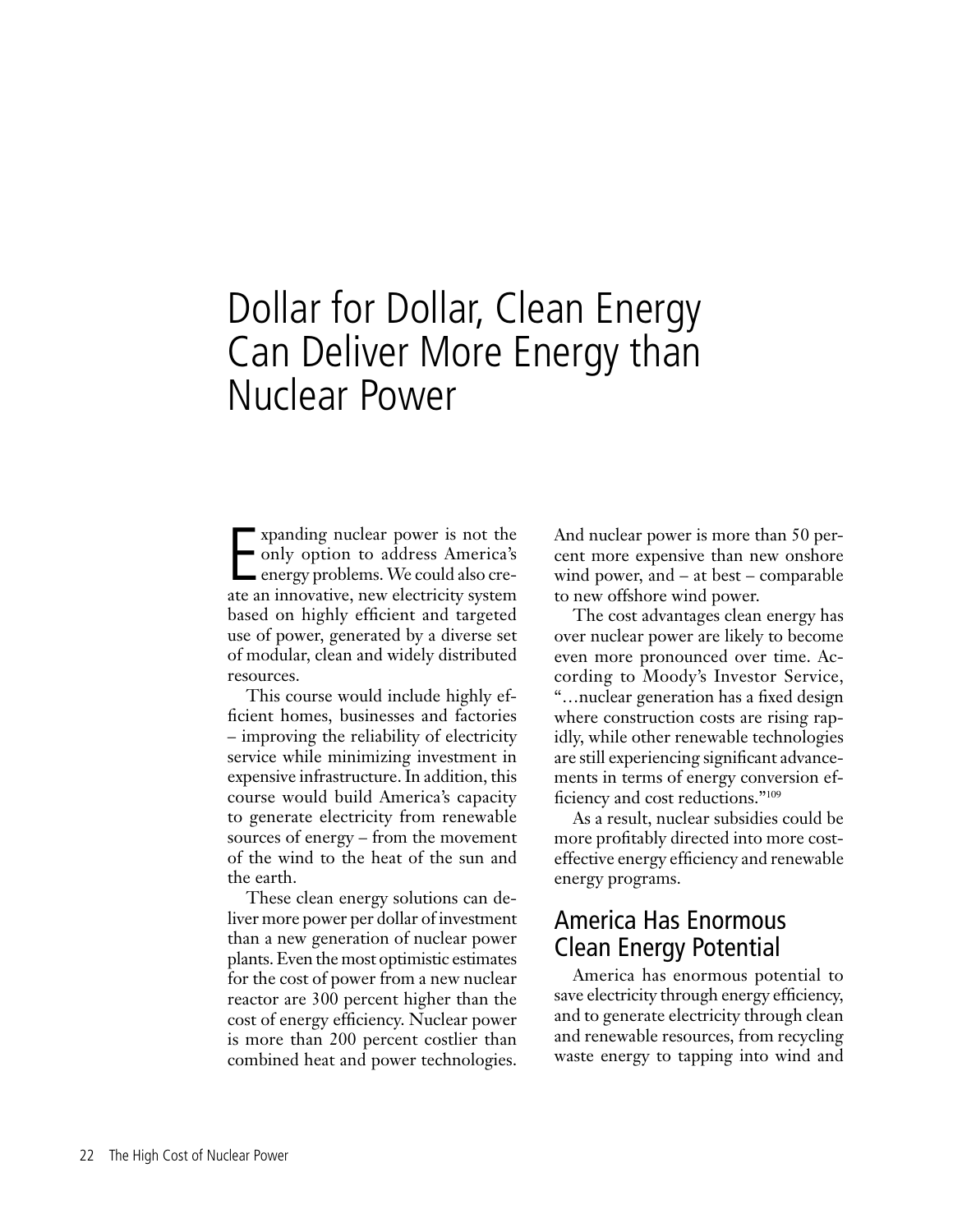# Dollar for Dollar, Clean Energy Can Deliver More Energy than Nuclear Power

Expanding nuclear power is not the only option to address America's energy problems. We could also create an innovative, new electricity system based on highly efficient and targeted use of power, generated by a diverse set of modular, clean and widely distributed resources.

This course would include highly efficient homes, businesses and factories – improving the reliability of electricity service while minimizing investment in expensive infrastructure. In addition, this course would build America's capacity to generate electricity from renewable sources of energy – from the movement of the wind to the heat of the sun and the earth.

These clean energy solutions can deliver more power per dollar of investment than a new generation of nuclear power plants. Even the most optimistic estimates for the cost of power from a new nuclear reactor are 300 percent higher than the cost of energy efficiency. Nuclear power is more than 200 percent costlier than combined heat and power technologies. And nuclear power is more than 50 percent more expensive than new onshore wind power, and – at best – comparable to new offshore wind power.

The cost advantages clean energy has over nuclear power are likely to become even more pronounced over time. According to Moody's Investor Service, "…nuclear generation has a fixed design where construction costs are rising rapidly, while other renewable technologies are still experiencing significant advancements in terms of energy conversion efficiency and cost reductions."[109]

As a result, nuclear subsidies could be more profitably directed into more cost-effective energy efficiency and renewable energy programs.

## America Has Enormous Clean Energy Potential

America has enormous potential to save electricity through energy efficiency, and to generate electricity through clean and renewable resources, from recycling waste energy to tapping into wind and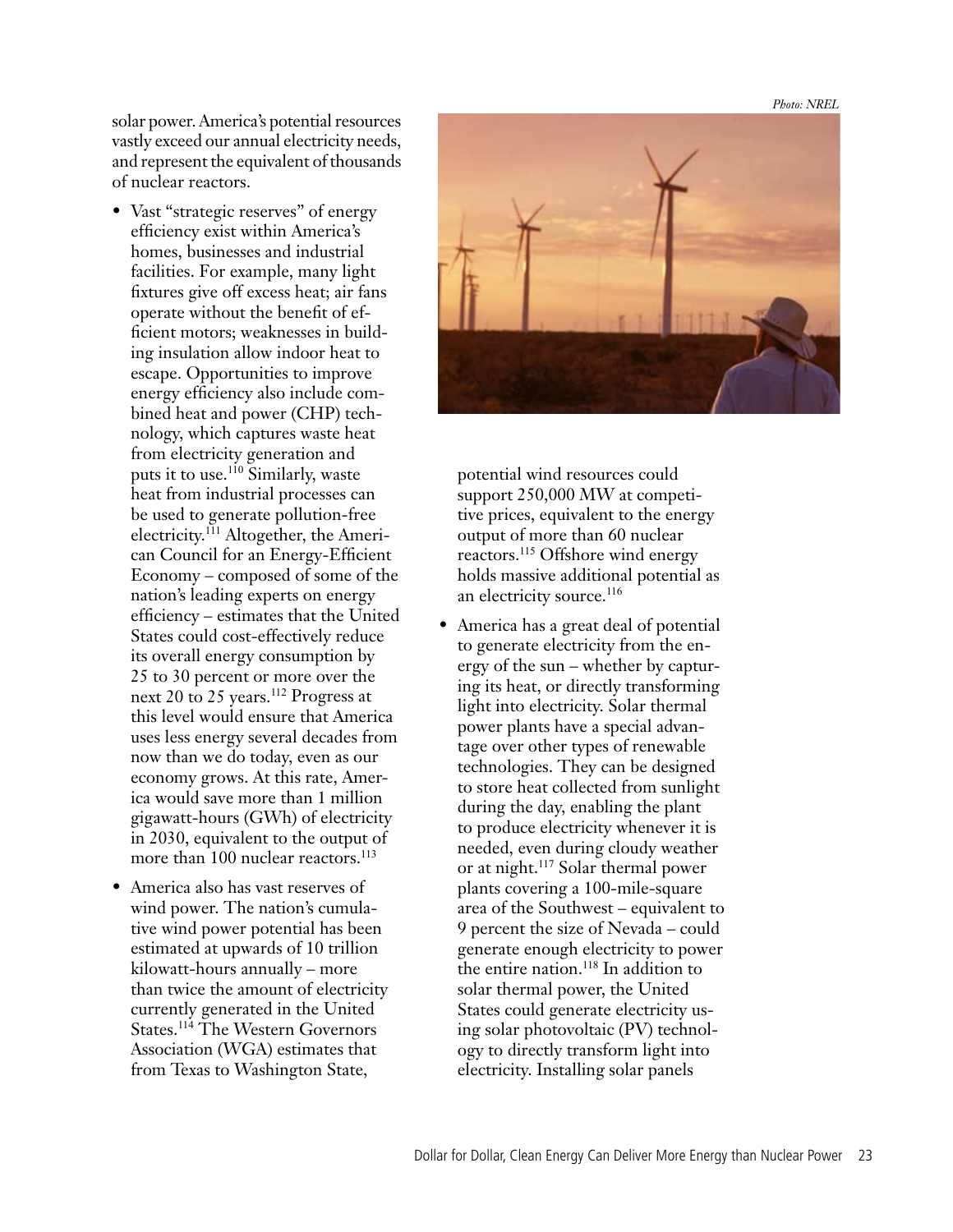solar power. America's potential resources vastly exceed our annual electricity needs, and represent the equivalent of thousands of nuclear reactors.

- Vast "strategic reserves" of energy efficiency exist within America's homes, businesses and industrial facilities. For example, many light fixtures give off excess heat; air fans operate without the benefit of efficient motors; weaknesses in building insulation allow indoor heat to escape. Opportunities to improve energy efficiency also include combined heat and power (CHP) technology, which captures waste heat from electricity generation and puts it to use.[110] Similarly, waste heat from industrial processes can be used to generate pollution-free electricity.[111] Altogether, the American Council for an Energy-Efficient Economy – composed of some of the nation's leading experts on energy efficiency – estimates that the United States could cost-effectively reduce its overall energy consumption by 25 to 30 percent or more over the next 20 to 25 years.[112] Progress at this level would ensure that America uses less energy several decades from now than we do today, even as our economy grows. At this rate, America would save more than 1 million gigawatt-hours (GWh) of electricity in 2030, equivalent to the output of more than 100 nuclear reactors.[113]
- America also has vast reserves of wind power. The nation's cumulative wind power potential has been estimated at upwards of 10 trillion kilowatt-hours annually – more than twice the amount of electricity currently generated in the United States.[114] The Western Governors Association (WGA) estimates that from Texas to Washington State, potential wind resources could support 250,000 MW at competitive prices, equivalent to the energy output of more than 60 nuclear reactors.[115] Offshore wind energy holds massive additional potential as an electricity source.[116]
- America has a great deal of potential to generate electricity from the energy of the sun – whether by capturing its heat, or directly transforming light into electricity. Solar thermal power plants have a special advantage over other types of renewable technologies. They can be designed to store heat collected from sunlight during the day, enabling the plant to produce electricity whenever it is needed, even during cloudy weather or at night.[117] Solar thermal power plants covering a 100-mile-square area of the Southwest – equivalent to 9 percent the size of Nevada – could generate enough electricity to power the entire nation.[118] In addition to solar thermal power, the United States could generate electricity using solar photovoltaic (PV) technology to directly transform light into electricity. Installing solar panels

*Photo: NREL*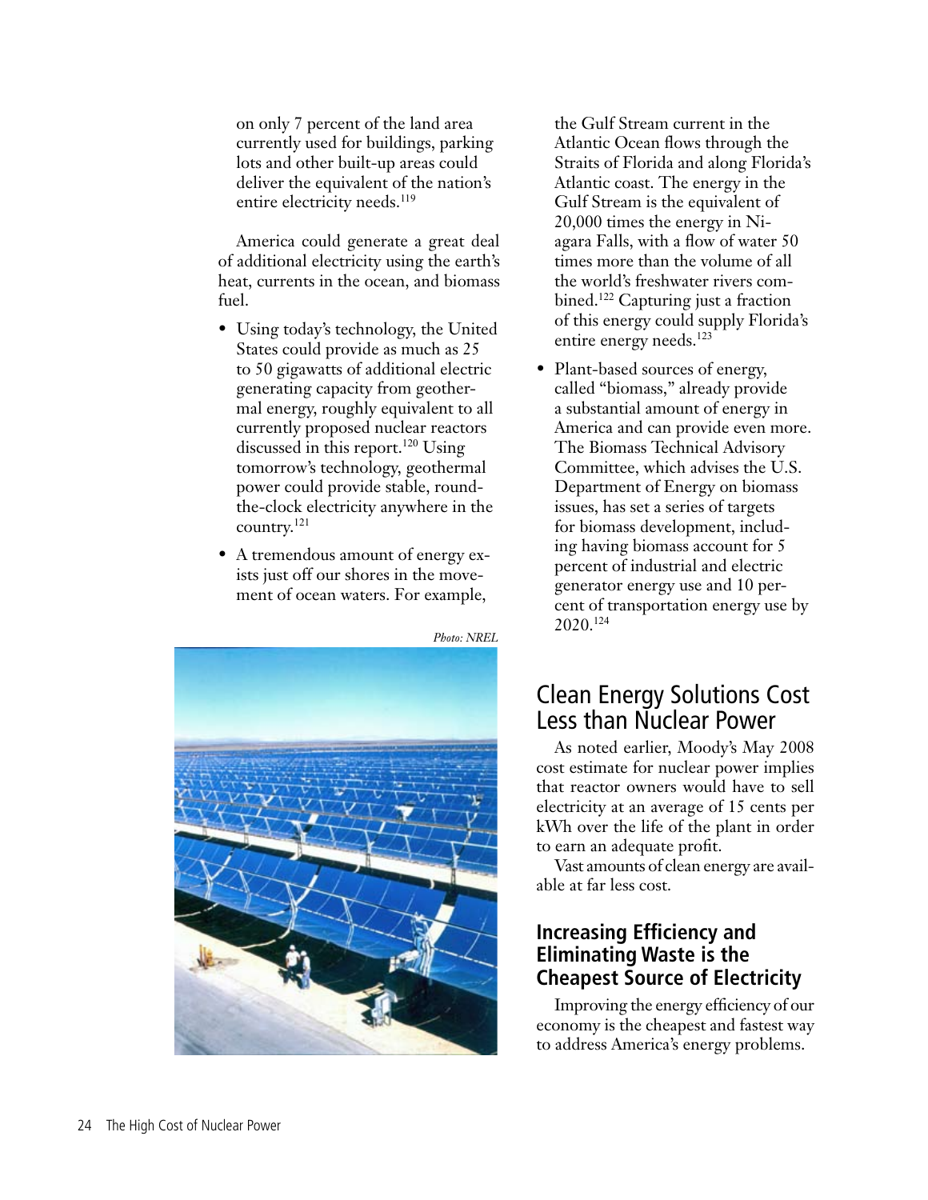on only 7 percent of the land area currently used for buildings, parking lots and other built-up areas could deliver the equivalent of the nation's entire electricity needs.[119]

America could generate a great deal of additional electricity using the earth's heat, currents in the ocean, and biomass fuel.

- Using today's technology, the United States could provide as much as 25 to 50 gigawatts of additional electric generating capacity from geothermal energy, roughly equivalent to all currently proposed nuclear reactors discussed in this report.[120] Using tomorrow's technology, geothermal power could provide stable, round-the-clock electricity anywhere in the country.[121]
- A tremendous amount of energy exists just off our shores in the movement of ocean waters. For example, the Gulf Stream current in the Atlantic Ocean flows through the Straits of Florida and along Florida's Atlantic coast. The energy in the Gulf Stream is the equivalent of 20,000 times the energy in Niagara Falls, with a flow of water 50 times more than the volume of all the world's freshwater rivers combined.[122] Capturing just a fraction of this energy could supply Florida's entire energy needs.[123]
- Plant-based sources of energy, called "biomass," already provide a substantial amount of energy in America and can provide even more. The Biomass Technical Advisory Committee, which advises the U.S. Department of Energy on biomass issues, has set a series of targets for biomass development, including having biomass account for 5 percent of industrial and electric generator energy use and 10 percent of transportation energy use by 2020.[124]

*Photo: NREL*

## Clean Energy Solutions Cost Less than Nuclear Power

As noted earlier, Moody's May 2008 cost estimate for nuclear power implies that reactor owners would have to sell electricity at an average of 15 cents per kWh over the life of the plant in order to earn an adequate profit.

Vast amounts of clean energy are available at far less cost.

### Increasing Efficiency and Eliminating Waste is the Cheapest Source of Electricity

Improving the energy efficiency of our economy is the cheapest and fastest way to address America's energy problems.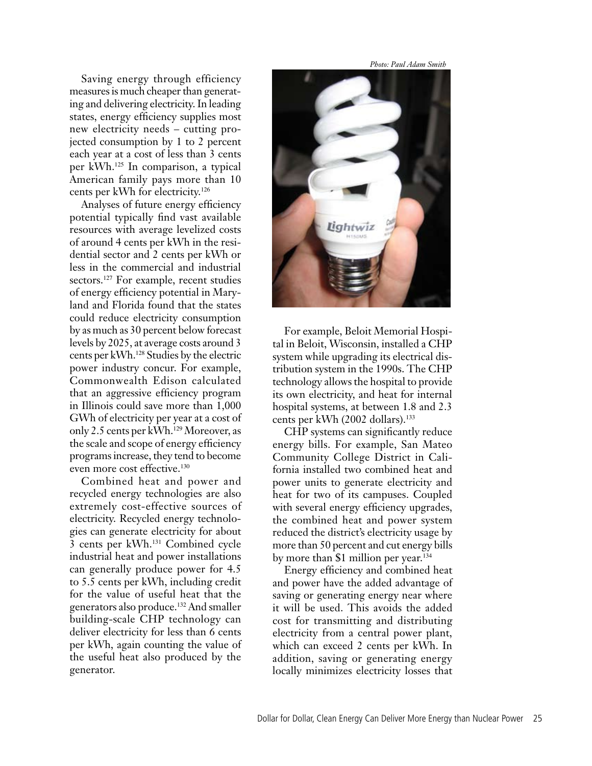Saving energy through efficiency measures is much cheaper than generating and delivering electricity. In leading states, energy efficiency supplies most new electricity needs – cutting projected consumption by 1 to 2 percent each year at a cost of less than 3 cents per kWh.[125] In comparison, a typical American family pays more than 10 cents per kWh for electricity.[126]

Analyses of future energy efficiency potential typically find vast available resources with average levelized costs of around 4 cents per kWh in the residential sector and 2 cents per kWh or less in the commercial and industrial sectors.[127] For example, recent studies of energy efficiency potential in Maryland and Florida found that the states could reduce electricity consumption by as much as 30 percent below forecast levels by 2025, at average costs around 3 cents per kWh.[128] Studies by the electric power industry concur. For example, Commonwealth Edison calculated that an aggressive efficiency program in Illinois could save more than 1,000 GWh of electricity per year at a cost of only 2.5 cents per kWh.[129] Moreover, as the scale and scope of energy efficiency programs increase, they tend to become even more cost effective.[130]

Combined heat and power and recycled energy technologies are also extremely cost-effective sources of electricity. Recycled energy technologies can generate electricity for about 3 cents per kWh.[131] Combined cycle industrial heat and power installations can generally produce power for 4.5 to 5.5 cents per kWh, including credit for the value of useful heat that the generators also produce.[132] And smaller building-scale CHP technology can deliver electricity for less than 6 cents per kWh, again counting the value of the useful heat also produced by the generator.

*Photo: Paul Adam Smith*

For example, Beloit Memorial Hospital in Beloit, Wisconsin, installed a CHP system while upgrading its electrical distribution system in the 1990s. The CHP technology allows the hospital to provide its own electricity, and heat for internal hospital systems, at between 1.8 and 2.3 cents per kWh (2002 dollars).[133]

CHP systems can significantly reduce energy bills. For example, San Mateo Community College District in California installed two combined heat and power units to generate electricity and heat for two of its campuses. Coupled with several energy efficiency upgrades, the combined heat and power system reduced the district's electricity usage by more than 50 percent and cut energy bills by more than $1 million per year.[134]

Energy efficiency and combined heat and power have the added advantage of saving or generating energy near where it will be used. This avoids the added cost for transmitting and distributing electricity from a central power plant, which can exceed 2 cents per kWh. In addition, saving or generating energy locally minimizes electricity losses that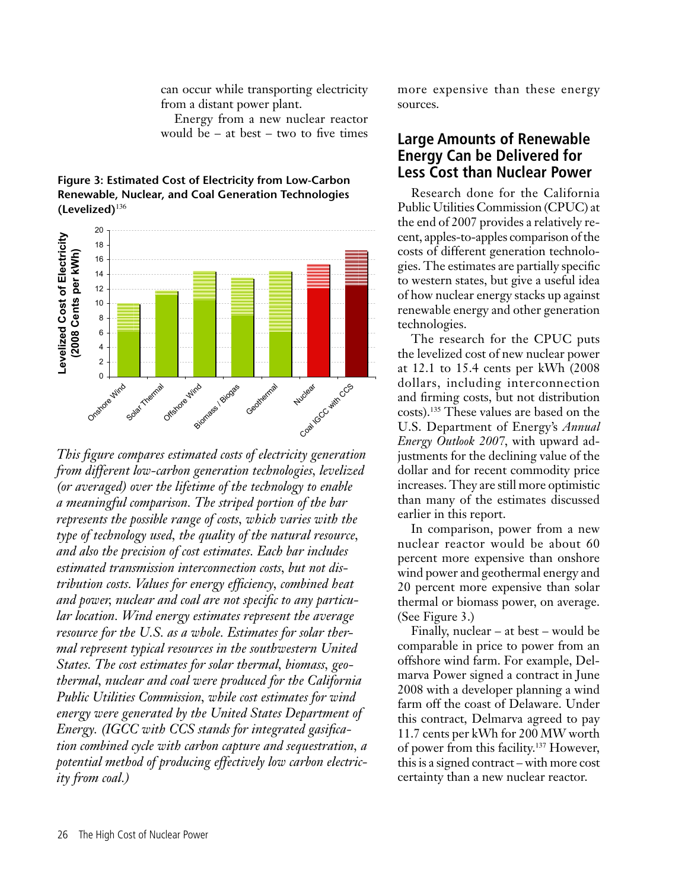can occur while transporting electricity from a distant power plant.

Energy from a new nuclear reactor would be – at best – two to five times more expensive than these energy sources.

**Figure 3: Estimated Cost of Electricity from Low-Carbon Renewable, Nuclear, and Coal Generation Technologies (Levelized)**[136]

*This figure compares estimated costs of electricity generation from different low-carbon generation technologies, levelized (or averaged) over the lifetime of the technology to enable a meaningful comparison. The striped portion of the bar represents the possible range of costs, which varies with the type of technology used, the quality of the natural resource, and also the precision of cost estimates. Each bar includes estimated transmission interconnection costs, but not distribution costs. Values for energy efficiency, combined heat and power, nuclear and coal are not specific to any particular location. Wind energy estimates represent the average resource for the U.S. as a whole. Estimates for solar thermal represent typical resources in the southwestern United States. The cost estimates for solar thermal, biomass, geothermal, nuclear and coal were produced for the California Public Utilities Commission, while cost estimates for wind energy were generated by the United States Department of Energy. (IGCC with CCS stands for integrated gasification combined cycle with carbon capture and sequestration, a potential method of producing effectively low carbon electricity from coal.)*

## Large Amounts of Renewable Energy Can be Delivered for Less Cost than Nuclear Power

Research done for the California Public Utilities Commission (CPUC) at the end of 2007 provides a relatively recent, apples-to-apples comparison of the costs of different generation technologies. The estimates are partially specific to western states, but give a useful idea of how nuclear energy stacks up against renewable energy and other generation technologies.

The research for the CPUC puts the levelized cost of new nuclear power at 12.1 to 15.4 cents per kWh (2008 dollars, including interconnection and firming costs, but not distribution costs).[135] These values are based on the U.S. Department of Energy's *Annual Energy Outlook 2007*, with upward adjustments for the declining value of the dollar and for recent commodity price increases. They are still more optimistic than many of the estimates discussed earlier in this report.

In comparison, power from a new nuclear reactor would be about 60 percent more expensive than onshore wind power and geothermal energy and 20 percent more expensive than solar thermal or biomass power, on average. (See Figure 3.)

Finally, nuclear – at best – would be comparable in price to power from an offshore wind farm. For example, Delmarva Power signed a contract in June 2008 with a developer planning a wind farm off the coast of Delaware. Under this contract, Delmarva agreed to pay 11.7 cents per kWh for 200 MW worth of power from this facility.[137] However, this is a signed contract – with more cost certainty than a new nuclear reactor.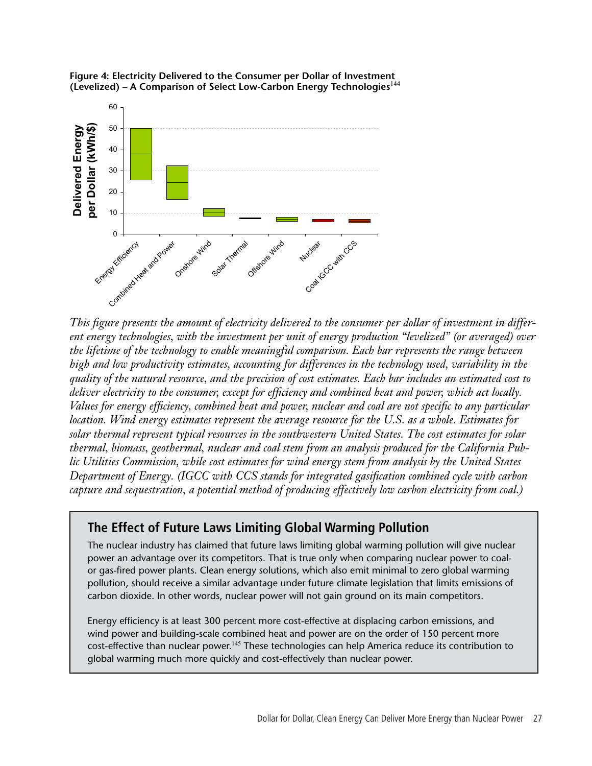**Figure 4: Electricity Delivered to the Consumer per Dollar of Investment (Levelized) – A Comparison of Select Low-Carbon Energy Technologies**[144]

*This figure presents the amount of electricity delivered to the consumer per dollar of investment in different energy technologies, with the investment per unit of energy production "levelized" (or averaged) over the lifetime of the technology to enable meaningful comparison. Each bar represents the range between high and low productivity estimates, accounting for differences in the technology used, variability in the quality of the natural resource, and the precision of cost estimates. Each bar includes an estimated cost to deliver electricity to the consumer, except for efficiency and combined heat and power, which act locally. Values for energy efficiency, combined heat and power, nuclear and coal are not specific to any particular location. Wind energy estimates represent the average resource for the U.S. as a whole. Estimates for solar thermal represent typical resources in the southwestern United States. The cost estimates for solar thermal, biomass, geothermal, nuclear and coal stem from an analysis produced for the California Public Utilities Commission, while cost estimates for wind energy stem from analysis by the United States Department of Energy. (IGCC with CCS stands for integrated gasification combined cycle with carbon capture and sequestration, a potential method of producing effectively low carbon electricity from coal.)*

## The Effect of Future Laws Limiting Global Warming Pollution

The nuclear industry has claimed that future laws limiting global warming pollution will give nuclear power an advantage over its competitors. That is true only when comparing nuclear power to coal- or gas-fired power plants. Clean energy solutions, which also emit minimal to zero global warming pollution, should receive a similar advantage under future climate legislation that limits emissions of carbon dioxide. In other words, nuclear power will not gain ground on its main competitors.

Energy efficiency is at least 300 percent more cost-effective at displacing carbon emissions, and wind power and building-scale combined heat and power are on the order of 150 percent more cost-effective than nuclear power.[145] These technologies can help America reduce its contribution to global warming much more quickly and cost-effectively than nuclear power.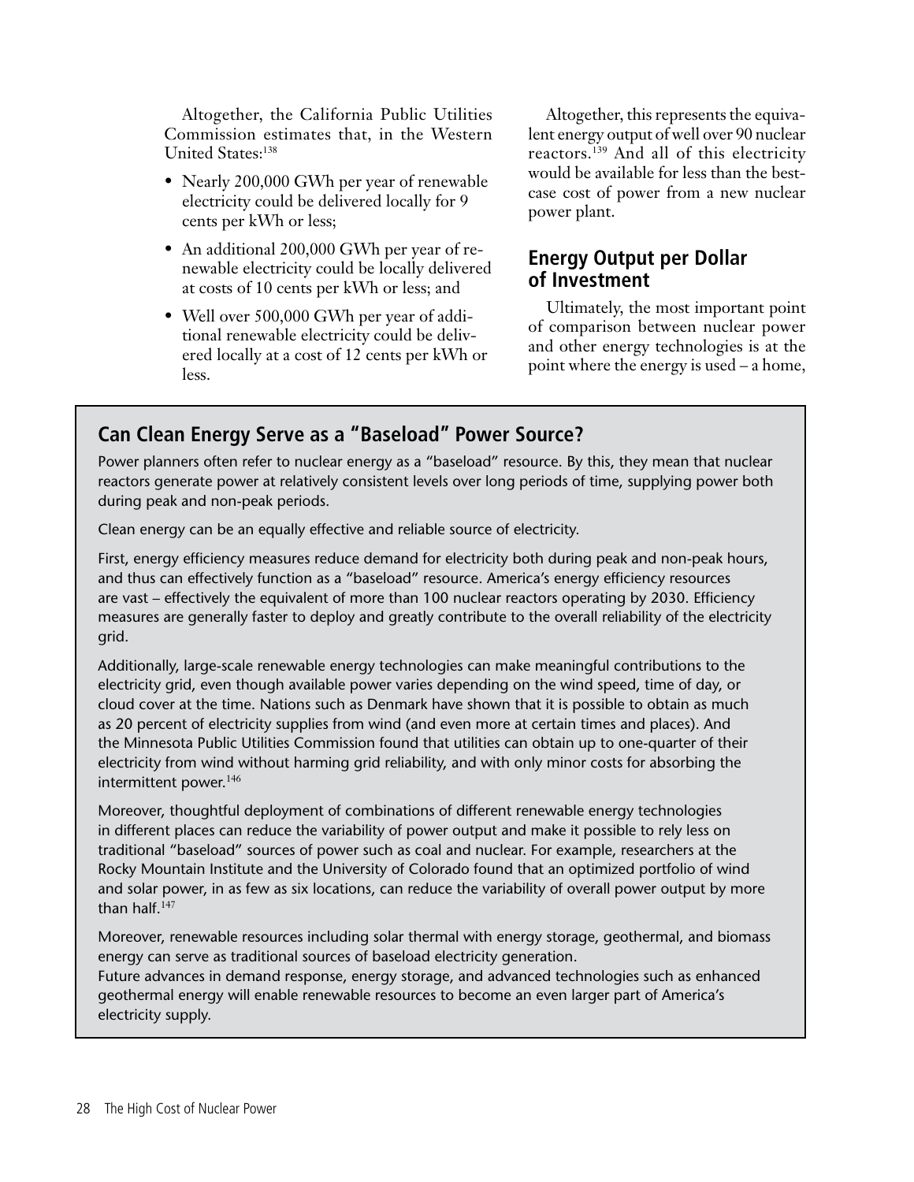Altogether, the California Public Utilities Commission estimates that, in the Western United States:[138]

- Nearly 200,000 GWh per year of renewable electricity could be delivered locally for 9 cents per kWh or less;
- An additional 200,000 GWh per year of renewable electricity could be locally delivered at costs of 10 cents per kWh or less; and
- Well over 500,000 GWh per year of additional renewable electricity could be delivered locally at a cost of 12 cents per kWh or less.

Altogether, this represents the equivalent energy output of well over 90 nuclear reactors.[139] And all of this electricity would be available for less than the best-case cost of power from a new nuclear power plant.

## Energy Output per Dollar of Investment

Ultimately, the most important point of comparison between nuclear power and other energy technologies is at the point where the energy is used – a home,

## Can Clean Energy Serve as a "Baseload" Power Source?

Power planners often refer to nuclear energy as a "baseload" resource. By this, they mean that nuclear reactors generate power at relatively consistent levels over long periods of time, supplying power both during peak and non-peak periods.

Clean energy can be an equally effective and reliable source of electricity.

First, energy efficiency measures reduce demand for electricity both during peak and non-peak hours, and thus can effectively function as a "baseload" resource. America's energy efficiency resources are vast – effectively the equivalent of more than 100 nuclear reactors operating by 2030. Efficiency measures are generally faster to deploy and greatly contribute to the overall reliability of the electricity grid.

Additionally, large-scale renewable energy technologies can make meaningful contributions to the electricity grid, even though available power varies depending on the wind speed, time of day, or cloud cover at the time. Nations such as Denmark have shown that it is possible to obtain as much as 20 percent of electricity supplies from wind (and even more at certain times and places). And the Minnesota Public Utilities Commission found that utilities can obtain up to one-quarter of their electricity from wind without harming grid reliability, and with only minor costs for absorbing the intermittent power.[146]

Moreover, thoughtful deployment of combinations of different renewable energy technologies in different places can reduce the variability of power output and make it possible to rely less on traditional "baseload" sources of power such as coal and nuclear. For example, researchers at the Rocky Mountain Institute and the University of Colorado found that an optimized portfolio of wind and solar power, in as few as six locations, can reduce the variability of overall power output by more than half.[147]

Moreover, renewable resources including solar thermal with energy storage, geothermal, and biomass energy can serve as traditional sources of baseload electricity generation.

Future advances in demand response, energy storage, and advanced technologies such as enhanced geothermal energy will enable renewable resources to become an even larger part of America's electricity supply.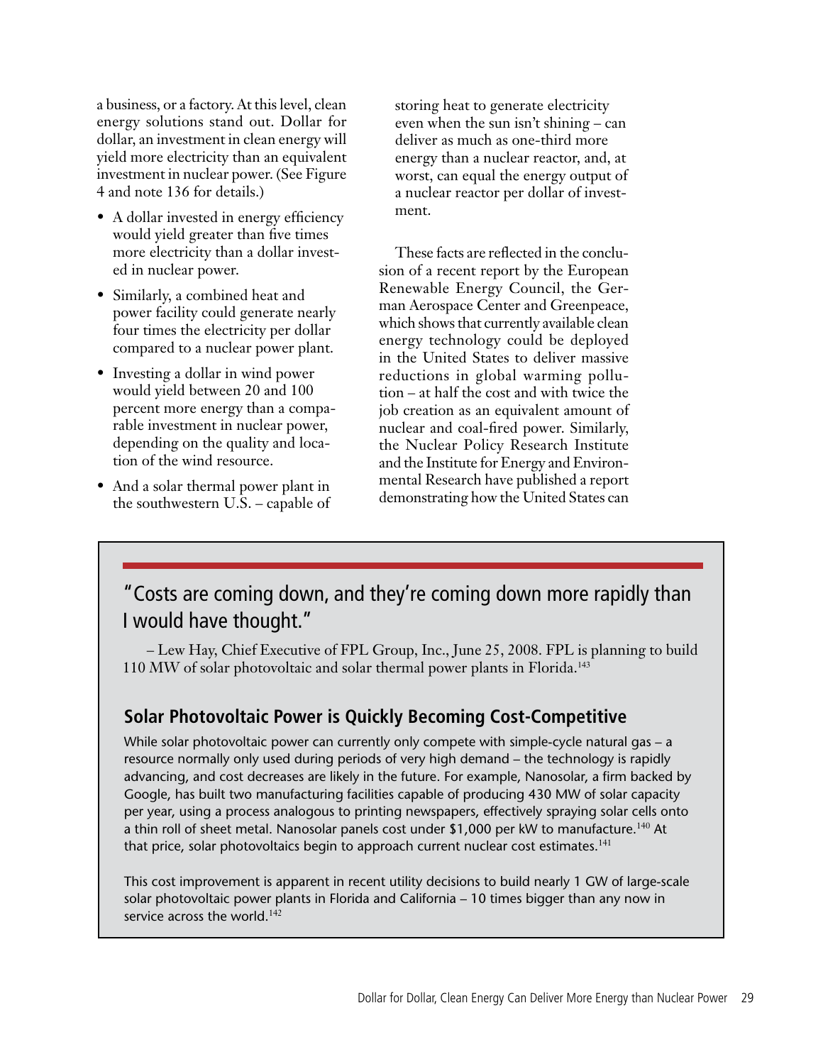a business, or a factory. At this level, clean energy solutions stand out. Dollar for dollar, an investment in clean energy will yield more electricity than an equivalent investment in nuclear power. (See Figure 4 and note 136 for details.)

- A dollar invested in energy efficiency would yield greater than five times more electricity than a dollar invested in nuclear power.
- Similarly, a combined heat and power facility could generate nearly four times the electricity per dollar compared to a nuclear power plant.
- Investing a dollar in wind power would yield between 20 and 100 percent more energy than a comparable investment in nuclear power, depending on the quality and location of the wind resource.
- And a solar thermal power plant in the southwestern U.S. – capable of storing heat to generate electricity even when the sun isn't shining – can deliver as much as one-third more energy than a nuclear reactor, and, at worst, can equal the energy output of a nuclear reactor per dollar of investment.

These facts are reflected in the conclusion of a recent report by the European Renewable Energy Council, the German Aerospace Center and Greenpeace, which shows that currently available clean energy technology could be deployed in the United States to deliver massive reductions in global warming pollution – at half the cost and with twice the job creation as an equivalent amount of nuclear and coal-fired power. Similarly, the Nuclear Policy Research Institute and the Institute for Energy and Environmental Research have published a report demonstrating how the United States can

> "Costs are coming down, and they're coming down more rapidly than I would have thought."
>
> – Lew Hay, Chief Executive of FPL Group, Inc., June 25, 2008. FPL is planning to build 110 MW of solar photovoltaic and solar thermal power plants in Florida.[143]

## Solar Photovoltaic Power is Quickly Becoming Cost-Competitive

While solar photovoltaic power can currently only compete with simple-cycle natural gas – a resource normally only used during periods of very high demand – the technology is rapidly advancing, and cost decreases are likely in the future. For example, Nanosolar, a firm backed by Google, has built two manufacturing facilities capable of producing 430 MW of solar capacity per year, using a process analogous to printing newspapers, effectively spraying solar cells onto a thin roll of sheet metal. Nanosolar panels cost under $1,000 per kW to manufacture.[140] At that price, solar photovoltaics begin to approach current nuclear cost estimates.[141]

This cost improvement is apparent in recent utility decisions to build nearly 1 GW of large-scale solar photovoltaic power plants in Florida and California – 10 times bigger than any now in service across the world.[142]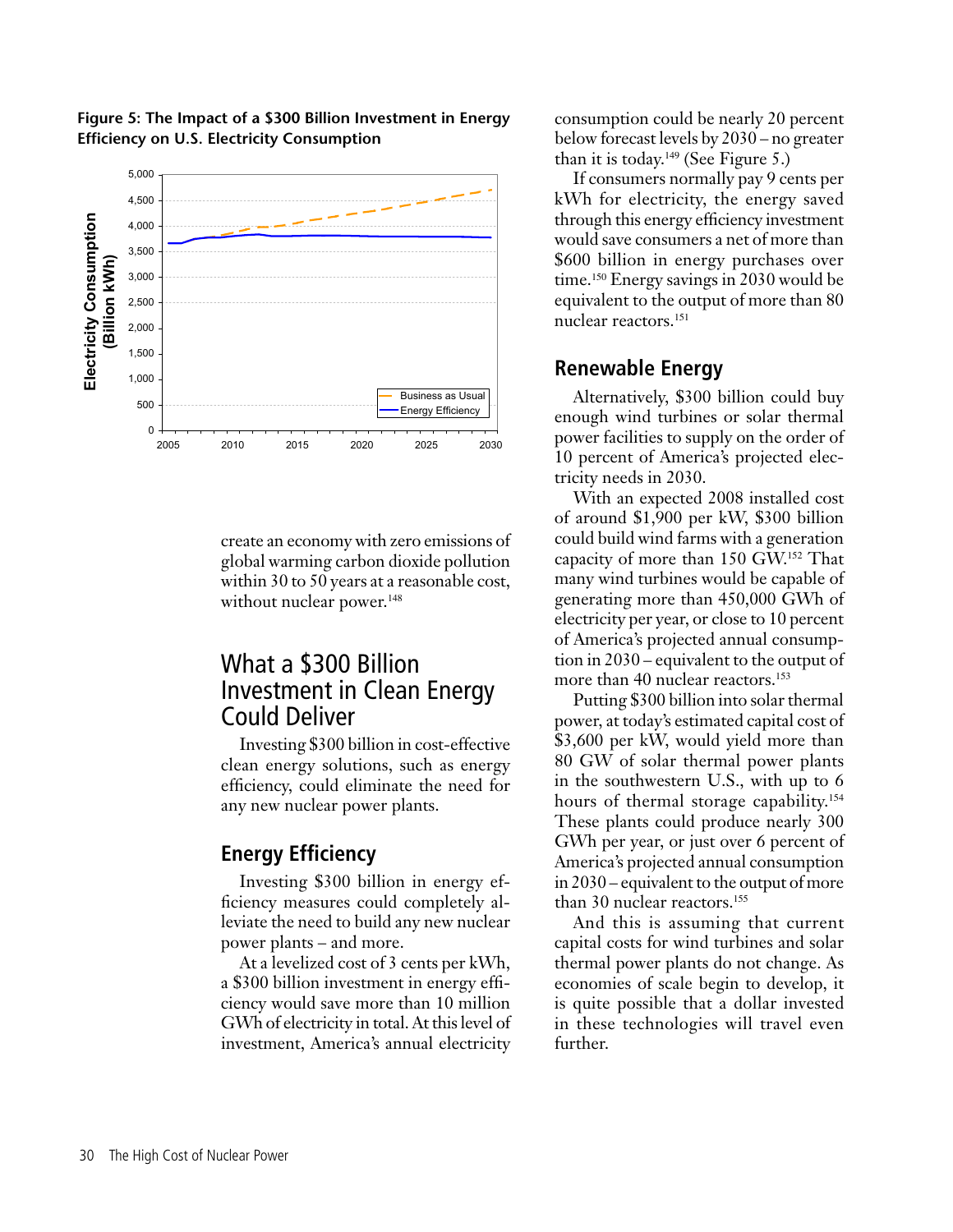**Figure 5: The Impact of a $300 Billion Investment in Energy Efficiency on U.S. Electricity Consumption**

create an economy with zero emissions of global warming carbon dioxide pollution within 30 to 50 years at a reasonable cost, without nuclear power.[148]

## What a $300 Billion Investment in Clean Energy Could Deliver

Investing $300 billion in cost-effective clean energy solutions, such as energy efficiency, could eliminate the need for any new nuclear power plants.

### Energy Efficiency

Investing $300 billion in energy efficiency measures could completely alleviate the need to build any new nuclear power plants – and more.

At a levelized cost of 3 cents per kWh, a $300 billion investment in energy efficiency would save more than 10 million GWh of electricity in total. At this level of investment, America's annual electricity consumption could be nearly 20 percent below forecast levels by 2030 – no greater than it is today.[149] (See Figure 5.)

If consumers normally pay 9 cents per kWh for electricity, the energy saved through this energy efficiency investment would save consumers a net of more than $600 billion in energy purchases over time.[150] Energy savings in 2030 would be equivalent to the output of more than 80 nuclear reactors.[151]

### Renewable Energy

Alternatively, $300 billion could buy enough wind turbines or solar thermal power facilities to supply on the order of 10 percent of America's projected electricity needs in 2030.

With an expected 2008 installed cost of around $1,900 per kW, $300 billion could build wind farms with a generation capacity of more than 150 GW.[152] That many wind turbines would be capable of generating more than 450,000 GWh of electricity per year, or close to 10 percent of America's projected annual consumption in 2030 – equivalent to the output of more than 40 nuclear reactors.[153]

Putting $300 billion into solar thermal power, at today's estimated capital cost of $3,600 per kW, would yield more than 80 GW of solar thermal power plants in the southwestern U.S., with up to 6 hours of thermal storage capability.[154] These plants could produce nearly 300 GWh per year, or just over 6 percent of America's projected annual consumption in 2030 – equivalent to the output of more than 30 nuclear reactors.[155]

And this is assuming that current capital costs for wind turbines and solar thermal power plants do not change. As economies of scale begin to develop, it is quite possible that a dollar invested in these technologies will travel even further.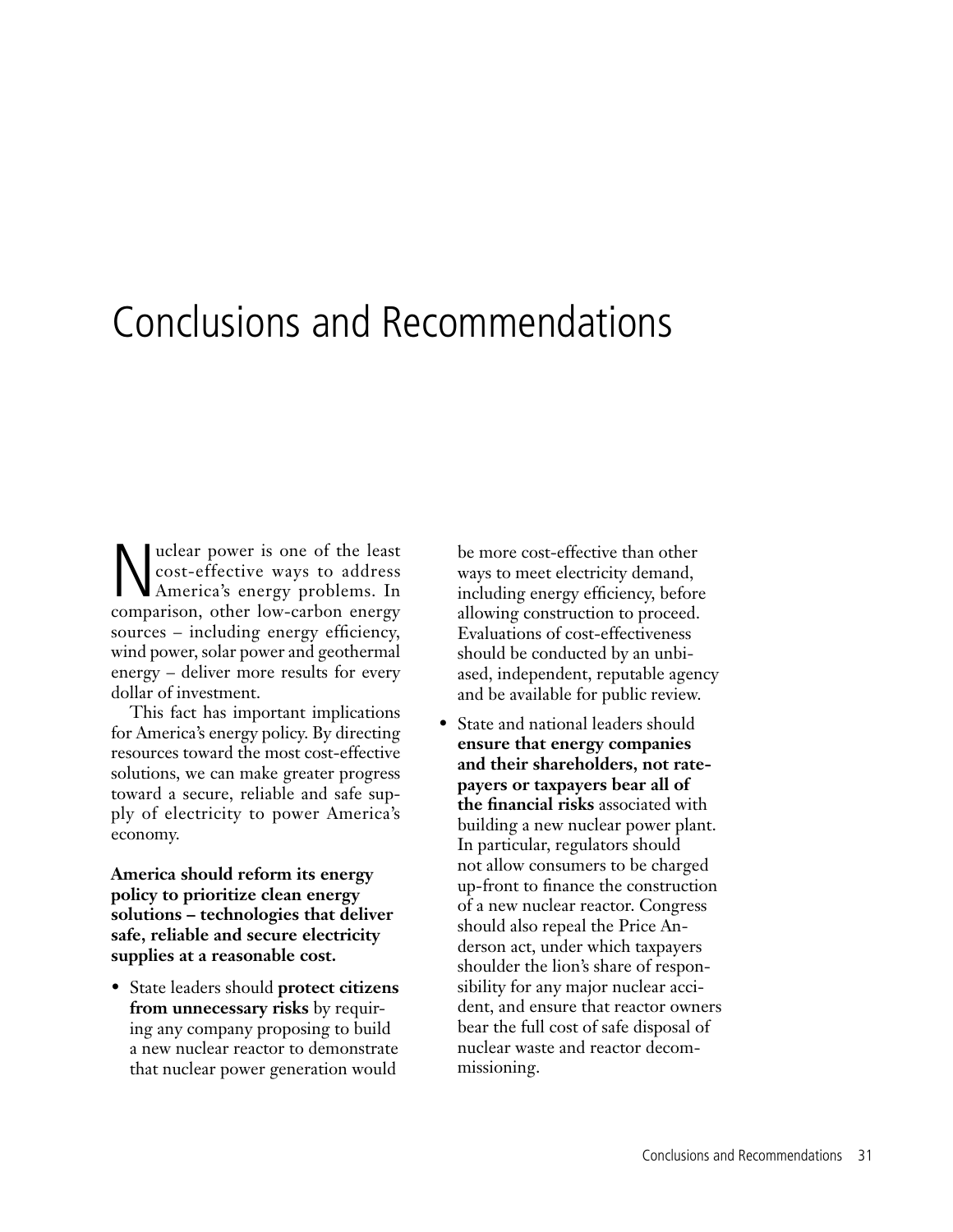# Conclusions and Recommendations

Nuclear power is one of the least cost-effective ways to address America's energy problems. In comparison, other low-carbon energy sources – including energy efficiency, wind power, solar power and geothermal energy – deliver more results for every dollar of investment.

This fact has important implications for America's energy policy. By directing resources toward the most cost-effective solutions, we can make greater progress toward a secure, reliable and safe supply of electricity to power America's economy.

**America should reform its energy policy to prioritize clean energy solutions – technologies that deliver safe, reliable and secure electricity supplies at a reasonable cost.**

- State leaders should **protect citizens from unnecessary risks** by requiring any company proposing to build a new nuclear reactor to demonstrate that nuclear power generation would be more cost-effective than other ways to meet electricity demand, including energy efficiency, before allowing construction to proceed. Evaluations of cost-effectiveness should be conducted by an unbiased, independent, reputable agency and be available for public review.
- State and national leaders should **ensure that energy companies and their shareholders, not ratepayers or taxpayers bear all of the financial risks** associated with building a new nuclear power plant. In particular, regulators should not allow consumers to be charged up-front to finance the construction of a new nuclear reactor. Congress should also repeal the Price Anderson act, under which taxpayers shoulder the lion's share of responsibility for any major nuclear accident, and ensure that reactor owners bear the full cost of safe disposal of nuclear waste and reactor decommissioning.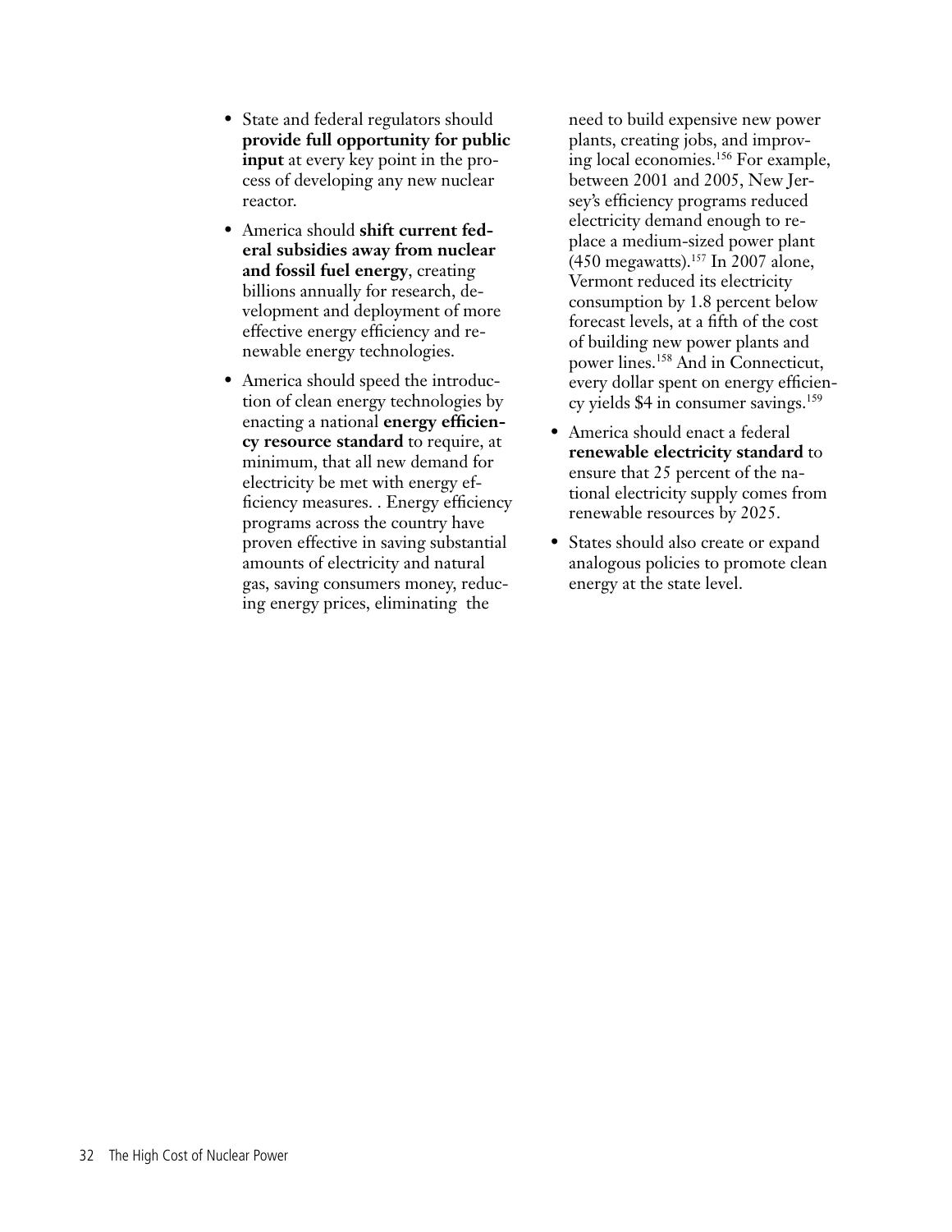- State and federal regulators should **provide full opportunity for public input** at every key point in the process of developing any new nuclear reactor.
- America should **shift current federal subsidies away from nuclear and fossil fuel energy**, creating billions annually for research, development and deployment of more effective energy efficiency and renewable energy technologies.
- America should speed the introduction of clean energy technologies by enacting a national **energy efficiency resource standard** to require, at minimum, that all new demand for electricity be met with energy efficiency measures. . Energy efficiency programs across the country have proven effective in saving substantial amounts of electricity and natural gas, saving consumers money, reducing energy prices, eliminating the need to build expensive new power plants, creating jobs, and improving local economies.[156] For example, between 2001 and 2005, New Jersey's efficiency programs reduced electricity demand enough to replace a medium-sized power plant (450 megawatts).[157] In 2007 alone, Vermont reduced its electricity consumption by 1.8 percent below forecast levels, at a fifth of the cost of building new power plants and power lines.[158] And in Connecticut, every dollar spent on energy efficiency yields $4 in consumer savings.[159]
- America should enact a federal **renewable electricity standard** to ensure that 25 percent of the national electricity supply comes from renewable resources by 2025.
- States should also create or expand analogous policies to promote clean energy at the state level.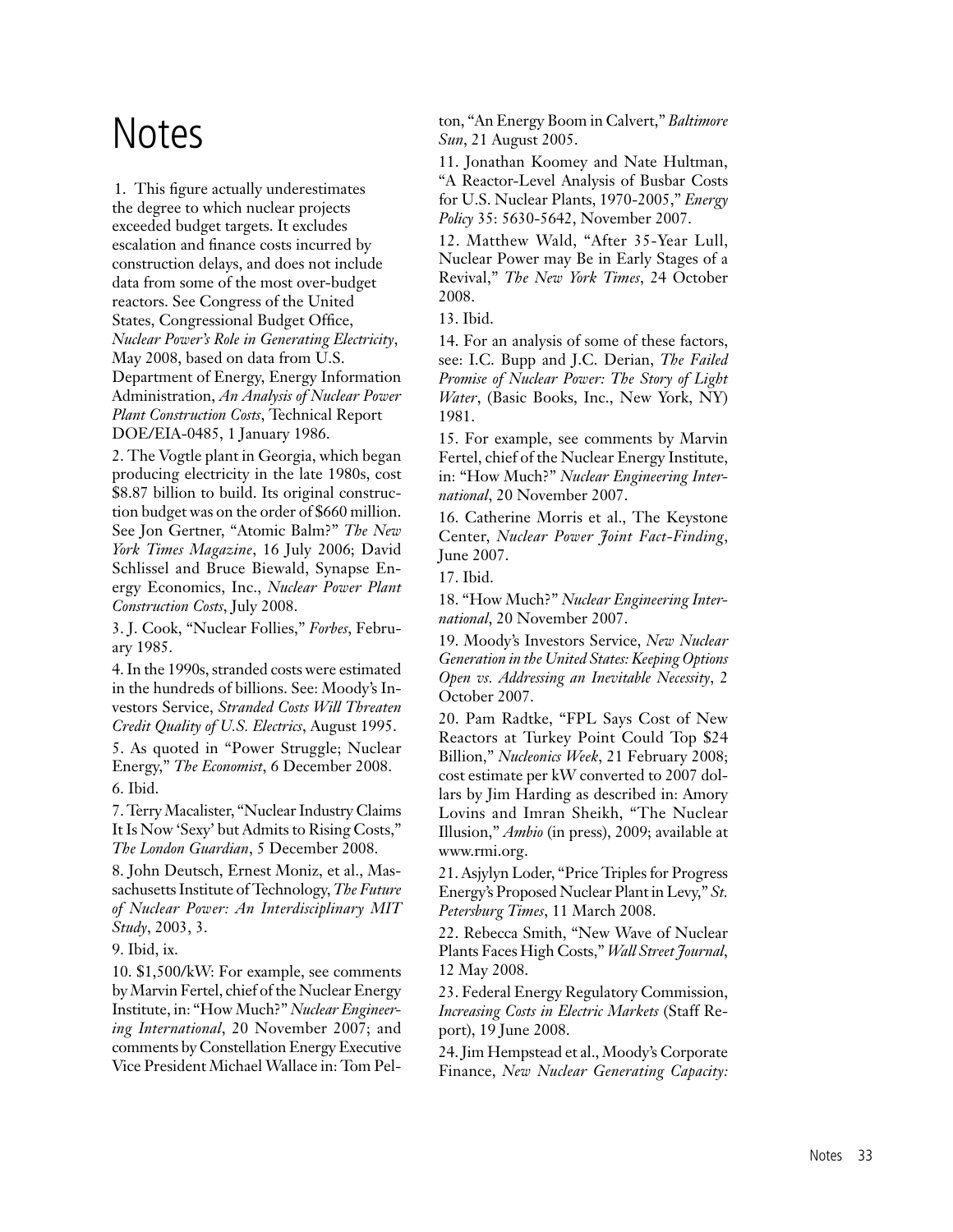# Notes

1. This figure actually underestimates the degree to which nuclear projects exceeded budget targets. It excludes escalation and finance costs incurred by construction delays, and does not include data from some of the most over-budget reactors. See Congress of the United States, Congressional Budget Office, *Nuclear Power's Role in Generating Electricity*, May 2008, based on data from U.S. Department of Energy, Energy Information Administration, *An Analysis of Nuclear Power Plant Construction Costs*, Technical Report DOE/EIA-0485, 1 January 1986.

2. The Vogtle plant in Georgia, which began producing electricity in the late 1980s, cost $8.87 billion to build. Its original construction budget was on the order of $660 million. See Jon Gertner, "Atomic Balm?" *The New York Times Magazine*, 16 July 2006; David Schlissel and Bruce Biewald, Synapse Energy Economics, Inc., *Nuclear Power Plant Construction Costs*, July 2008.

3. J. Cook, "Nuclear Follies," *Forbes*, February 1985.

4. In the 1990s, stranded costs were estimated in the hundreds of billions. See: Moody's Investors Service, *Stranded Costs Will Threaten Credit Quality of U.S. Electrics*, August 1995.

5. As quoted in "Power Struggle; Nuclear Energy," *The Economist*, 6 December 2008.

6. Ibid.

7. Terry Macalister, "Nuclear Industry Claims It Is Now 'Sexy' but Admits to Rising Costs," *The London Guardian*, 5 December 2008.

8. John Deutsch, Ernest Moniz, et al., Massachusetts Institute of Technology, *The Future of Nuclear Power: An Interdisciplinary MIT Study*, 2003, 3.

9. Ibid, ix.

10. $1,500/kW: For example, see comments by Marvin Fertel, chief of the Nuclear Energy Institute, in: "How Much?" *Nuclear Engineering International*, 20 November 2007; and comments by Constellation Energy Executive Vice President Michael Wallace in: Tom Pelton, "An Energy Boom in Calvert," *Baltimore Sun*, 21 August 2005.

11. Jonathan Koomey and Nate Hultman, "A Reactor-Level Analysis of Busbar Costs for U.S. Nuclear Plants, 1970-2005," *Energy Policy* 35: 5630-5642, November 2007.

12. Matthew Wald, "After 35-Year Lull, Nuclear Power may Be in Early Stages of a Revival," *The New York Times*, 24 October 2008.

13. Ibid.

14. For an analysis of some of these factors, see: I.C. Bupp and J.C. Derian, *The Failed Promise of Nuclear Power: The Story of Light Water*, (Basic Books, Inc., New York, NY) 1981.

15. For example, see comments by Marvin Fertel, chief of the Nuclear Energy Institute, in: "How Much?" *Nuclear Engineering International*, 20 November 2007.

16. Catherine Morris et al., The Keystone Center, *Nuclear Power Joint Fact-Finding*, June 2007.

17. Ibid.

18. "How Much?" *Nuclear Engineering International*, 20 November 2007.

19. Moody's Investors Service, *New Nuclear Generation in the United States: Keeping Options Open vs. Addressing an Inevitable Necessity*, 2 October 2007.

20. Pam Radtke, "FPL Says Cost of New Reactors at Turkey Point Could Top $24 Billion," *Nucleonics Week*, 21 February 2008; cost estimate per kW converted to 2007 dollars by Jim Harding as described in: Amory Lovins and Imran Sheikh, "The Nuclear Illusion," *Ambio* (in press), 2009; available at www.rmi.org.

21. Asjylyn Loder, "Price Triples for Progress Energy's Proposed Nuclear Plant in Levy," *St. Petersburg Times*, 11 March 2008.

22. Rebecca Smith, "New Wave of Nuclear Plants Faces High Costs," *Wall Street Journal*, 12 May 2008.

23. Federal Energy Regulatory Commission, *Increasing Costs in Electric Markets* (Staff Report), 19 June 2008.

24. Jim Hempstead et al., Moody's Corporate Finance, *New Nuclear Generating Capacity:*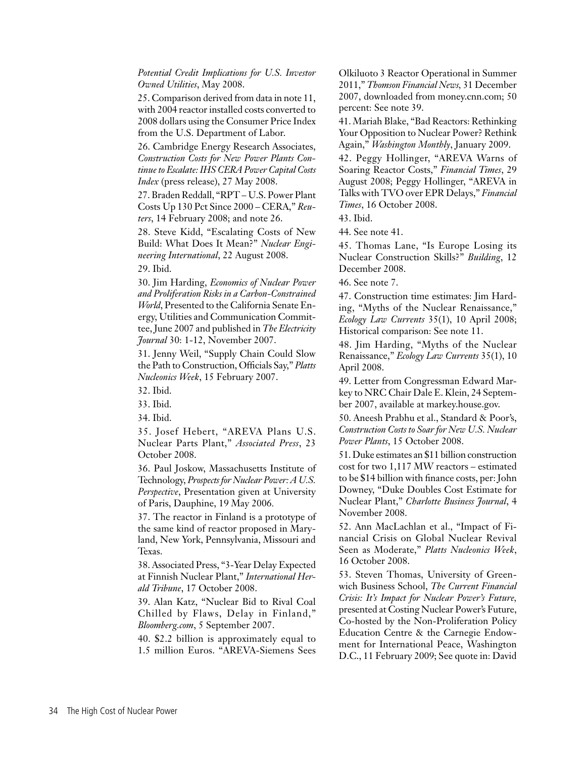*Potential Credit Implications for U.S. Investor Owned Utilities*, May 2008.

25. Comparison derived from data in note 11, with 2004 reactor installed costs converted to 2008 dollars using the Consumer Price Index from the U.S. Department of Labor.

26. Cambridge Energy Research Associates, *Construction Costs for New Power Plants Continue to Escalate: IHS CERA Power Capital Costs Index* (press release), 27 May 2008.

27. Braden Reddall, "RPT – U.S. Power Plant Costs Up 130 Pct Since 2000 – CERA," *Reuters*, 14 February 2008; and note 26.

28. Steve Kidd, "Escalating Costs of New Build: What Does It Mean?" *Nuclear Engineering International*, 22 August 2008.

29. Ibid.

30. Jim Harding, *Economics of Nuclear Power and Proliferation Risks in a Carbon-Constrained World*, Presented to the California Senate Energy, Utilities and Communication Committee, June 2007 and published in *The Electricity Journal* 30: 1-12, November 2007.

31. Jenny Weil, "Supply Chain Could Slow the Path to Construction, Officials Say," *Platts Nucleonics Week*, 15 February 2007.

32. Ibid.

33. Ibid.

34. Ibid.

35. Josef Hebert, "AREVA Plans U.S. Nuclear Parts Plant," *Associated Press*, 23 October 2008.

36. Paul Joskow, Massachusetts Institute of Technology, *Prospects for Nuclear Power: A U.S. Perspective*, Presentation given at University of Paris, Dauphine, 19 May 2006.

37. The reactor in Finland is a prototype of the same kind of reactor proposed in Maryland, New York, Pennsylvania, Missouri and Texas.

38. Associated Press, "3-Year Delay Expected at Finnish Nuclear Plant," *International Herald Tribune*, 17 October 2008.

39. Alan Katz, "Nuclear Bid to Rival Coal Chilled by Flaws, Delay in Finland," *Bloomberg.com*, 5 September 2007.

40. $2.2 billion is approximately equal to 1.5 million Euros. "AREVA-Siemens Sees Olkiluoto 3 Reactor Operational in Summer 2011," *Thomson Financial News*, 31 December 2007, downloaded from money.cnn.com; 50 percent: See note 39.

41. Mariah Blake, "Bad Reactors: Rethinking Your Opposition to Nuclear Power? Rethink Again," *Washington Monthly*, January 2009.

42. Peggy Hollinger, "AREVA Warns of Soaring Reactor Costs," *Financial Times*, 29 August 2008; Peggy Hollinger, "AREVA in Talks with TVO over EPR Delays," *Financial Times*, 16 October 2008.

43. Ibid.

44. See note 41.

45. Thomas Lane, "Is Europe Losing its Nuclear Construction Skills?" *Building*, 12 December 2008.

46. See note 7.

47. Construction time estimates: Jim Harding, "Myths of the Nuclear Renaissance," *Ecology Law Currents* 35(1), 10 April 2008; Historical comparison: See note 11.

48. Jim Harding, "Myths of the Nuclear Renaissance," *Ecology Law Currents* 35(1), 10 April 2008.

49. Letter from Congressman Edward Markey to NRC Chair Dale E. Klein, 24 September 2007, available at markey.house.gov.

50. Aneesh Prabhu et al., Standard & Poor's, *Construction Costs to Soar for New U.S. Nuclear Power Plants*, 15 October 2008.

51. Duke estimates an $11 billion construction cost for two 1,117 MW reactors – estimated to be $14 billion with finance costs, per: John Downey, "Duke Doubles Cost Estimate for Nuclear Plant," *Charlotte Business Journal*, 4 November 2008.

52. Ann MacLachlan et al., "Impact of Financial Crisis on Global Nuclear Revival Seen as Moderate," *Platts Nucleonics Week*, 16 October 2008.

53. Steven Thomas, University of Greenwich Business School, *The Current Financial Crisis: It's Impact for Nuclear Power's Future*, presented at Costing Nuclear Power's Future, Co-hosted by the Non-Proliferation Policy Education Centre & the Carnegie Endowment for International Peace, Washington D.C., 11 February 2009; See quote in: David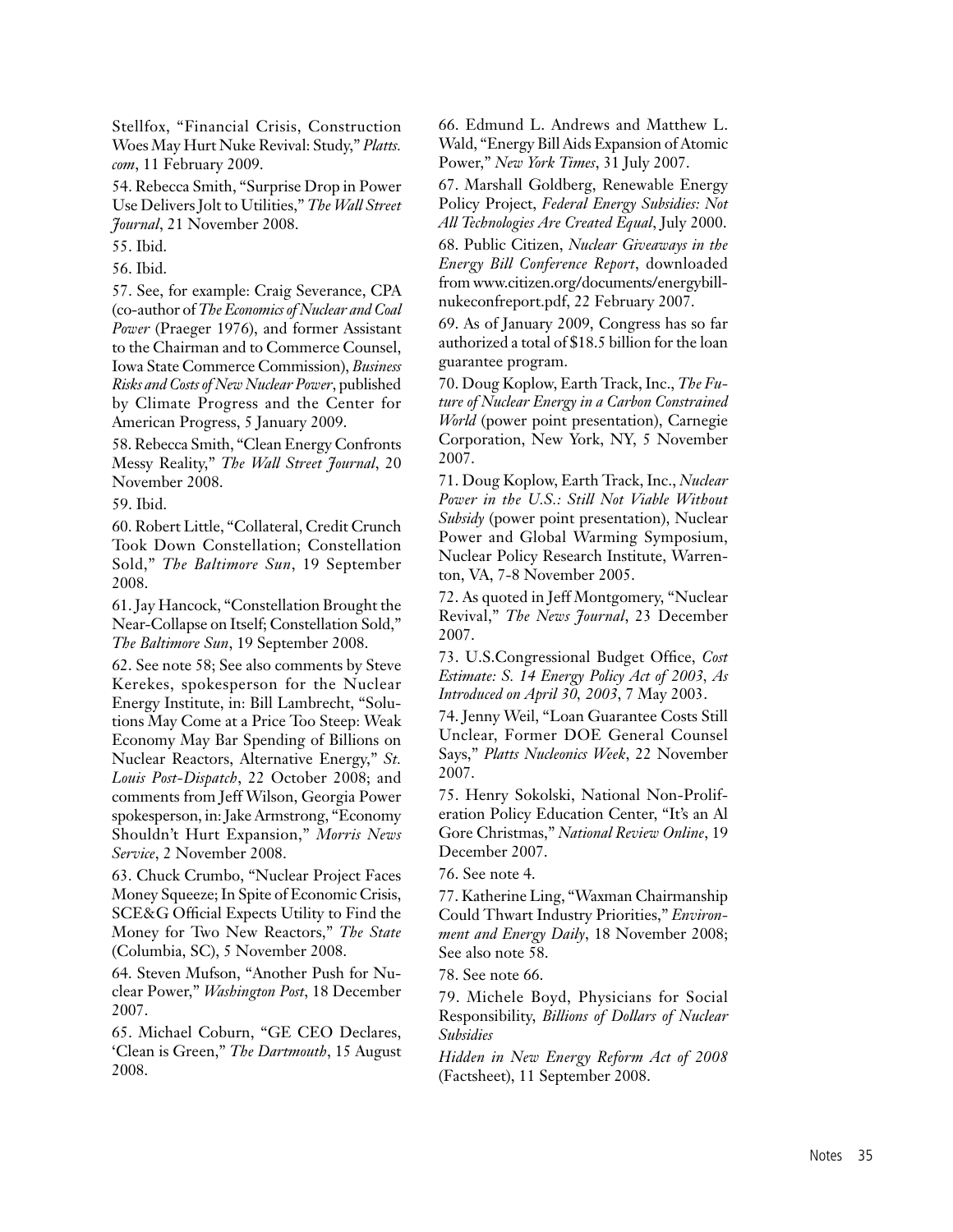Stellfox, "Financial Crisis, Construction Woes May Hurt Nuke Revival: Study," *Platts.com*, 11 February 2009.

54. Rebecca Smith, "Surprise Drop in Power Use Delivers Jolt to Utilities," *The Wall Street Journal*, 21 November 2008.

55. Ibid.

56. Ibid.

57. See, for example: Craig Severance, CPA (co-author of *The Economics of Nuclear and Coal Power* (Praeger 1976), and former Assistant to the Chairman and to Commerce Counsel, Iowa State Commerce Commission), *Business Risks and Costs of New Nuclear Power*, published by Climate Progress and the Center for American Progress, 5 January 2009.

58. Rebecca Smith, "Clean Energy Confronts Messy Reality," *The Wall Street Journal*, 20 November 2008.

59. Ibid.

60. Robert Little, "Collateral, Credit Crunch Took Down Constellation; Constellation Sold," *The Baltimore Sun*, 19 September 2008.

61. Jay Hancock, "Constellation Brought the Near-Collapse on Itself; Constellation Sold," *The Baltimore Sun*, 19 September 2008.

62. See note 58; See also comments by Steve Kerekes, spokesperson for the Nuclear Energy Institute, in: Bill Lambrecht, "Solutions May Come at a Price Too Steep: Weak Economy May Bar Spending of Billions on Nuclear Reactors, Alternative Energy," *St. Louis Post-Dispatch*, 22 October 2008; and comments from Jeff Wilson, Georgia Power spokesperson, in: Jake Armstrong, "Economy Shouldn't Hurt Expansion," *Morris News Service*, 2 November 2008.

63. Chuck Crumbo, "Nuclear Project Faces Money Squeeze; In Spite of Economic Crisis, SCE&G Official Expects Utility to Find the Money for Two New Reactors," *The State* (Columbia, SC), 5 November 2008.

64. Steven Mufson, "Another Push for Nuclear Power," *Washington Post*, 18 December 2007.

65. Michael Coburn, "GE CEO Declares, 'Clean is Green," *The Dartmouth*, 15 August 2008.

66. Edmund L. Andrews and Matthew L. Wald, "Energy Bill Aids Expansion of Atomic Power," *New York Times*, 31 July 2007.

67. Marshall Goldberg, Renewable Energy Policy Project, *Federal Energy Subsidies: Not All Technologies Are Created Equal*, July 2000.

68. Public Citizen, *Nuclear Giveaways in the Energy Bill Conference Report*, downloaded from www.citizen.org/documents/energybill-nukeconfreport.pdf, 22 February 2007.

69. As of January 2009, Congress has so far authorized a total of $18.5 billion for the loan guarantee program.

70. Doug Koplow, Earth Track, Inc., *The Future of Nuclear Energy in a Carbon Constrained World* (power point presentation), Carnegie Corporation, New York, NY, 5 November 2007.

71. Doug Koplow, Earth Track, Inc., *Nuclear Power in the U.S.: Still Not Viable Without Subsidy* (power point presentation), Nuclear Power and Global Warming Symposium, Nuclear Policy Research Institute, Warrenton, VA, 7-8 November 2005.

72. As quoted in Jeff Montgomery, "Nuclear Revival," *The News Journal*, 23 December 2007.

73. U.S.Congressional Budget Office, *Cost Estimate: S. 14 Energy Policy Act of 2003, As Introduced on April 30, 2003*, 7 May 2003.

74. Jenny Weil, "Loan Guarantee Costs Still Unclear, Former DOE General Counsel Says," *Platts Nucleonics Week*, 22 November 2007.

75. Henry Sokolski, National Non-Proliferation Policy Education Center, "It's an Al Gore Christmas," *National Review Online*, 19 December 2007.

76. See note 4.

77. Katherine Ling, "Waxman Chairmanship Could Thwart Industry Priorities," *Environment and Energy Daily*, 18 November 2008; See also note 58.

78. See note 66.

79. Michele Boyd, Physicians for Social Responsibility, *Billions of Dollars of Nuclear Subsidies*

*Hidden in New Energy Reform Act of 2008* (Factsheet), 11 September 2008.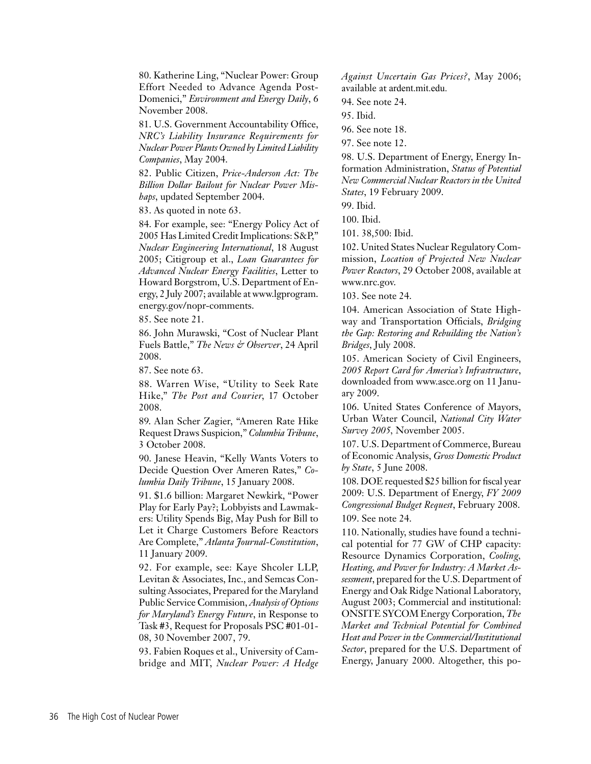80. Katherine Ling, "Nuclear Power: Group Effort Needed to Advance Agenda Post-Domenici," *Environment and Energy Daily*, 6 November 2008.

81. U.S. Government Accountability Office, *NRC's Liability Insurance Requirements for Nuclear Power Plants Owned by Limited Liability Companies*, May 2004.

82. Public Citizen, *Price-Anderson Act: The Billion Dollar Bailout for Nuclear Power Mishaps*, updated September 2004.

83. As quoted in note 63.

84. For example, see: "Energy Policy Act of 2005 Has Limited Credit Implications: S&P," *Nuclear Engineering International*, 18 August 2005; Citigroup et al., *Loan Guarantees for Advanced Nuclear Energy Facilities*, Letter to Howard Borgstrom, U.S. Department of Energy, 2 July 2007; available at www.lgprogram.energy.gov/nopr-comments.

85. See note 21.

86. John Murawski, "Cost of Nuclear Plant Fuels Battle," *The News & Observer*, 24 April 2008.

87. See note 63.

88. Warren Wise, "Utility to Seek Rate Hike," *The Post and Courier*, 17 October 2008.

89. Alan Scher Zagier, "Ameren Rate Hike Request Draws Suspicion," *Columbia Tribune*, 3 October 2008.

90. Janese Heavin, "Kelly Wants Voters to Decide Question Over Ameren Rates," *Columbia Daily Tribune*, 15 January 2008.

91. $1.6 billion: Margaret Newkirk, "Power Play for Early Pay?; Lobbyists and Lawmakers: Utility Spends Big, May Push for Bill to Let it Charge Customers Before Reactors Are Complete," *Atlanta Journal-Constitution*, 11 January 2009.

92. For example, see: Kaye Shcoler LLP, Levitan & Associates, Inc., and Semcas Consulting Associates, Prepared for the Maryland Public Service Commision, *Analysis of Options for Maryland's Energy Future*, in Response to Task #3, Request for Proposals PSC #01-01-08, 30 November 2007, 79.

93. Fabien Roques et al., University of Cambridge and MIT, *Nuclear Power: A Hedge Against Uncertain Gas Prices?*, May 2006; available at ardent.mit.edu.

94. See note 24.

95. Ibid.

96. See note 18.

97. See note 12.

98. U.S. Department of Energy, Energy Information Administration, *Status of Potential New Commercial Nuclear Reactors in the United States*, 19 February 2009.

99. Ibid.

100. Ibid.

101. 38,500: Ibid.

102. United States Nuclear Regulatory Commission, *Location of Projected New Nuclear Power Reactors*, 29 October 2008, available at www.nrc.gov.

103. See note 24.

104. American Association of State Highway and Transportation Officials, *Bridging the Gap: Restoring and Rebuilding the Nation's Bridges*, July 2008.

105. American Society of Civil Engineers, *2005 Report Card for America's Infrastructure*, downloaded from www.asce.org on 11 January 2009.

106. United States Conference of Mayors, Urban Water Council, *National City Water Survey 2005*, November 2005.

107. U.S. Department of Commerce, Bureau of Economic Analysis, *Gross Domestic Product by State*, 5 June 2008.

108. DOE requested $25 billion for fiscal year 2009: U.S. Department of Energy, *FY 2009 Congressional Budget Request*, February 2008.

109. See note 24.

110. Nationally, studies have found a technical potential for 77 GW of CHP capacity: Resource Dynamics Corporation, *Cooling, Heating, and Power for Industry: A Market Assessment*, prepared for the U.S. Department of Energy and Oak Ridge National Laboratory, August 2003; Commercial and institutional: ONSITE SYCOM Energy Corporation, *The Market and Technical Potential for Combined Heat and Power in the Commercial/Institutional Sector*, prepared for the U.S. Department of Energy, January 2000. Altogether, this po-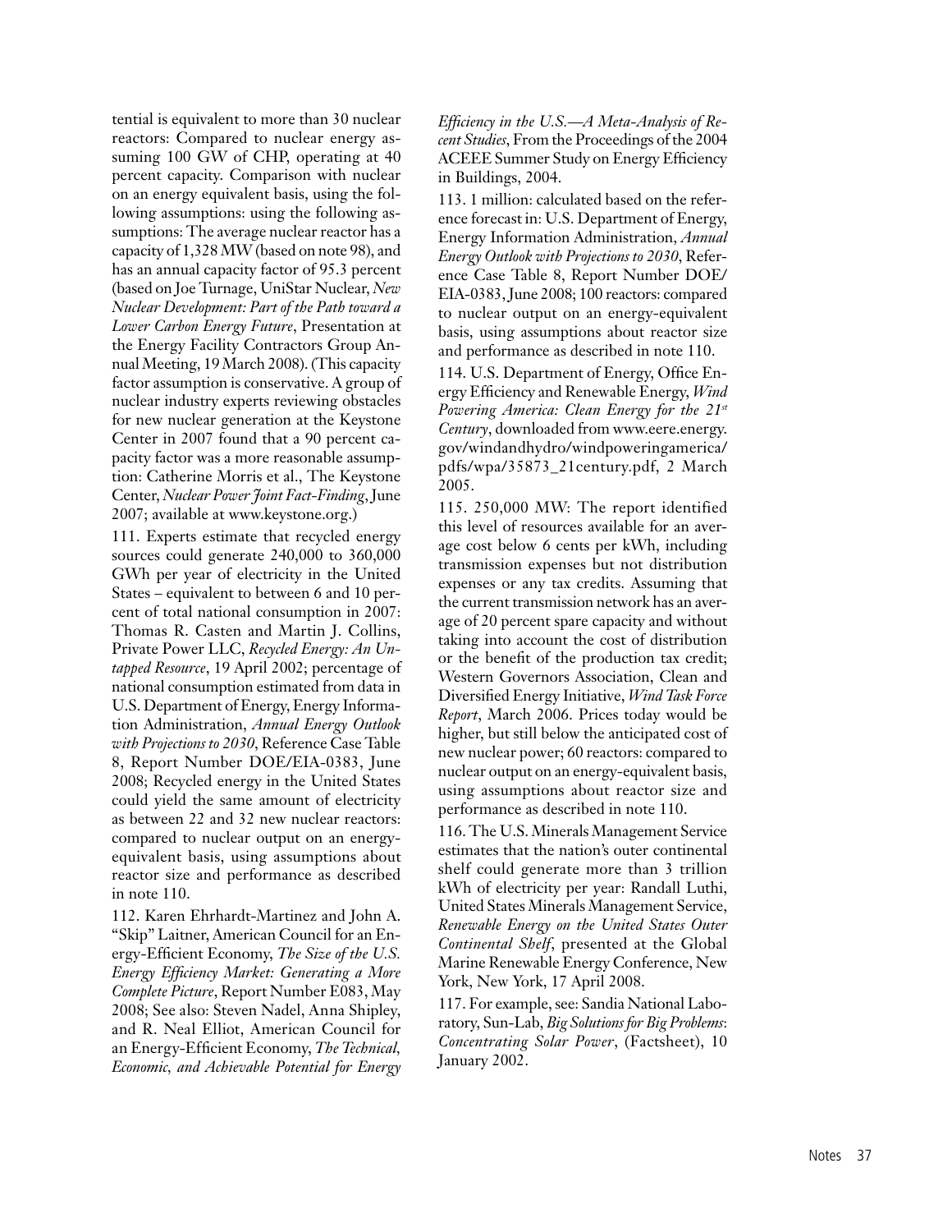tential is equivalent to more than 30 nuclear reactors: Compared to nuclear energy assuming 100 GW of CHP, operating at 40 percent capacity. Comparison with nuclear on an energy equivalent basis, using the following assumptions: using the following assumptions: The average nuclear reactor has a capacity of 1,328 MW (based on note 98), and has an annual capacity factor of 95.3 percent (based on Joe Turnage, UniStar Nuclear, *New Nuclear Development: Part of the Path toward a Lower Carbon Energy Future*, Presentation at the Energy Facility Contractors Group Annual Meeting, 19 March 2008). (This capacity factor assumption is conservative. A group of nuclear industry experts reviewing obstacles for new nuclear generation at the Keystone Center in 2007 found that a 90 percent capacity factor was a more reasonable assumption: Catherine Morris et al., The Keystone Center, *Nuclear Power Joint Fact-Finding*, June 2007; available at www.keystone.org.)

111. Experts estimate that recycled energy sources could generate 240,000 to 360,000 GWh per year of electricity in the United States – equivalent to between 6 and 10 percent of total national consumption in 2007: Thomas R. Casten and Martin J. Collins, Private Power LLC, *Recycled Energy: An Untapped Resource*, 19 April 2002; percentage of national consumption estimated from data in U.S. Department of Energy, Energy Information Administration, *Annual Energy Outlook with Projections to 2030*, Reference Case Table 8, Report Number DOE/EIA-0383, June 2008; Recycled energy in the United States could yield the same amount of electricity as between 22 and 32 new nuclear reactors: compared to nuclear output on an energy-equivalent basis, using assumptions about reactor size and performance as described in note 110.

112. Karen Ehrhardt-Martinez and John A. "Skip" Laitner, American Council for an Energy-Efficient Economy, *The Size of the U.S. Energy Efficiency Market: Generating a More Complete Picture*, Report Number E083, May 2008; See also: Steven Nadel, Anna Shipley, and R. Neal Elliot, American Council for an Energy-Efficient Economy, *The Technical, Economic, and Achievable Potential for Energy Efficiency in the U.S.—A Meta-Analysis of Recent Studies*, From the Proceedings of the 2004 ACEEE Summer Study on Energy Efficiency in Buildings, 2004.

113. 1 million: calculated based on the reference forecast in: U.S. Department of Energy, Energy Information Administration, *Annual Energy Outlook with Projections to 2030*, Reference Case Table 8, Report Number DOE/EIA-0383, June 2008; 100 reactors: compared to nuclear output on an energy-equivalent basis, using assumptions about reactor size and performance as described in note 110.

114. U.S. Department of Energy, Office Energy Efficiency and Renewable Energy, *Wind Powering America: Clean Energy for the 21st Century*, downloaded from www.eere.energy.gov/windandhydro/windpoweringamerica/pdfs/wpa/35873_21century.pdf, 2 March 2005.

115. 250,000 MW: The report identified this level of resources available for an average cost below 6 cents per kWh, including transmission expenses but not distribution expenses or any tax credits. Assuming that the current transmission network has an average of 20 percent spare capacity and without taking into account the cost of distribution or the benefit of the production tax credit; Western Governors Association, Clean and Diversified Energy Initiative, *Wind Task Force Report*, March 2006. Prices today would be higher, but still below the anticipated cost of new nuclear power; 60 reactors: compared to nuclear output on an energy-equivalent basis, using assumptions about reactor size and performance as described in note 110.

116. The U.S. Minerals Management Service estimates that the nation's outer continental shelf could generate more than 3 trillion kWh of electricity per year: Randall Luthi, United States Minerals Management Service, *Renewable Energy on the United States Outer Continental Shelf*, presented at the Global Marine Renewable Energy Conference, New York, New York, 17 April 2008.

117. For example, see: Sandia National Laboratory, Sun-Lab, *Big Solutions for Big Problems: Concentrating Solar Power*, (Factsheet), 10 January 2002.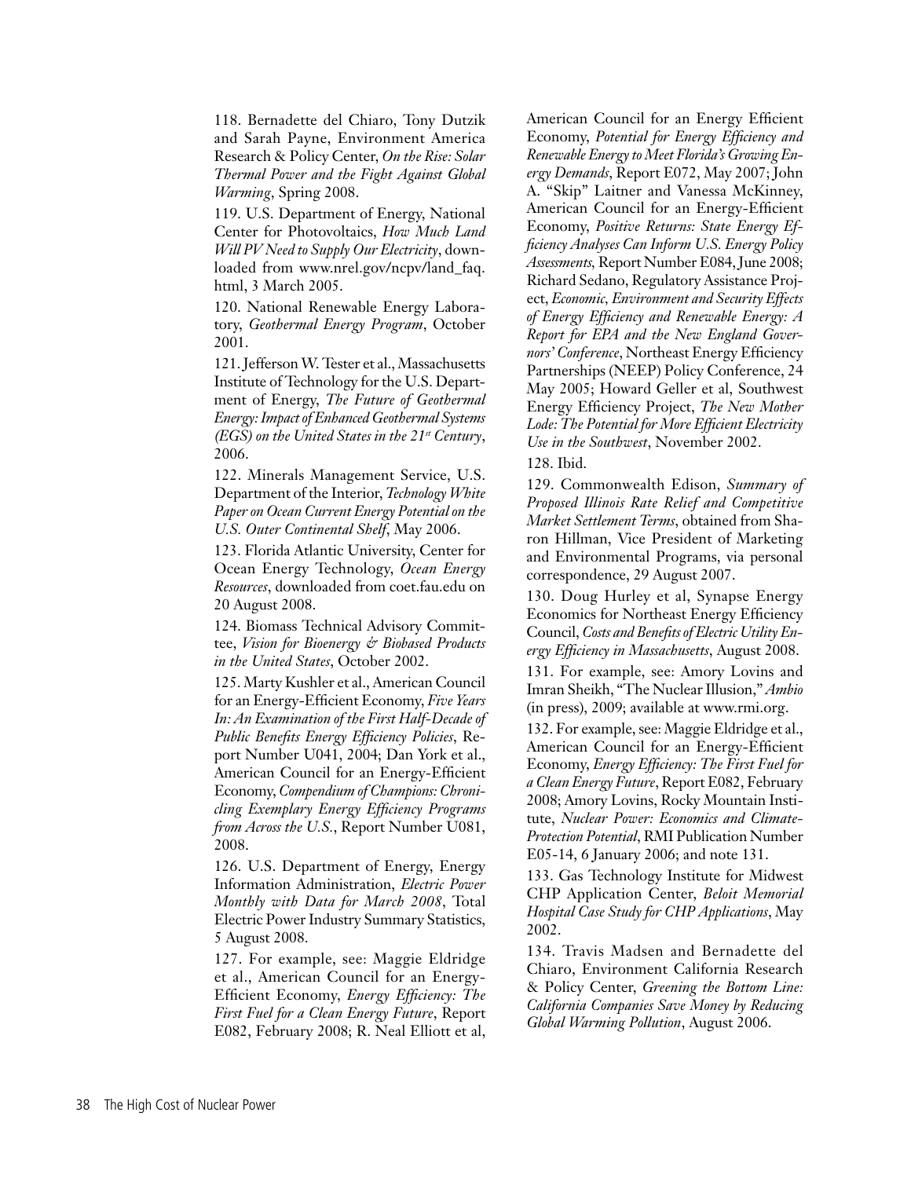118. Bernadette del Chiaro, Tony Dutzik and Sarah Payne, Environment America Research & Policy Center, *On the Rise: Solar Thermal Power and the Fight Against Global Warming*, Spring 2008.

119. U.S. Department of Energy, National Center for Photovoltaics, *How Much Land Will PV Need to Supply Our Electricity*, downloaded from www.nrel.gov/ncpv/land_faq.html, 3 March 2005.

120. National Renewable Energy Laboratory, *Geothermal Energy Program*, October 2001.

121. Jefferson W. Tester et al., Massachusetts Institute of Technology for the U.S. Department of Energy, *The Future of Geothermal Energy: Impact of Enhanced Geothermal Systems (EGS) on the United States in the 21st Century*, 2006.

122. Minerals Management Service, U.S. Department of the Interior, *Technology White Paper on Ocean Current Energy Potential on the U.S. Outer Continental Shelf*, May 2006.

123. Florida Atlantic University, Center for Ocean Energy Technology, *Ocean Energy Resources*, downloaded from coet.fau.edu on 20 August 2008.

124. Biomass Technical Advisory Committee, *Vision for Bioenergy & Biobased Products in the United States*, October 2002.

125. Marty Kushler et al., American Council for an Energy-Efficient Economy, *Five Years In: An Examination of the First Half-Decade of Public Benefits Energy Efficiency Policies*, Report Number U041, 2004; Dan York et al., American Council for an Energy-Efficient Economy, *Compendium of Champions: Chronicling Exemplary Energy Efficiency Programs from Across the U.S.*, Report Number U081, 2008.

126. U.S. Department of Energy, Energy Information Administration, *Electric Power Monthly with Data for March 2008*, Total Electric Power Industry Summary Statistics, 5 August 2008.

127. For example, see: Maggie Eldridge et al., American Council for an Energy-Efficient Economy, *Energy Efficiency: The First Fuel for a Clean Energy Future*, Report E082, February 2008; R. Neal Elliott et al, American Council for an Energy Efficient Economy, *Potential for Energy Efficiency and Renewable Energy to Meet Florida's Growing Energy Demands*, Report E072, May 2007; John A. "Skip" Laitner and Vanessa McKinney, American Council for an Energy-Efficient Economy, *Positive Returns: State Energy Efficiency Analyses Can Inform U.S. Energy Policy Assessments*, Report Number E084, June 2008; Richard Sedano, Regulatory Assistance Project, *Economic, Environment and Security Effects of Energy Efficiency and Renewable Energy: A Report for EPA and the New England Governors' Conference*, Northeast Energy Efficiency Partnerships (NEEP) Policy Conference, 24 May 2005; Howard Geller et al, Southwest Energy Efficiency Project, *The New Mother Lode: The Potential for More Efficient Electricity Use in the Southwest*, November 2002.

128. Ibid.

129. Commonwealth Edison, *Summary of Proposed Illinois Rate Relief and Competitive Market Settlement Terms*, obtained from Sharon Hillman, Vice President of Marketing and Environmental Programs, via personal correspondence, 29 August 2007.

130. Doug Hurley et al, Synapse Energy Economics for Northeast Energy Efficiency Council, *Costs and Benefits of Electric Utility Energy Efficiency in Massachusetts*, August 2008.

131. For example, see: Amory Lovins and Imran Sheikh, "The Nuclear Illusion," *Ambio* (in press), 2009; available at www.rmi.org.

132. For example, see: Maggie Eldridge et al., American Council for an Energy-Efficient Economy, *Energy Efficiency: The First Fuel for a Clean Energy Future*, Report E082, February 2008; Amory Lovins, Rocky Mountain Institute, *Nuclear Power: Economics and Climate-Protection Potential*, RMI Publication Number E05-14, 6 January 2006; and note 131.

133. Gas Technology Institute for Midwest CHP Application Center, *Beloit Memorial Hospital Case Study for CHP Applications*, May 2002.

134. Travis Madsen and Bernadette del Chiaro, Environment California Research & Policy Center, *Greening the Bottom Line: California Companies Save Money by Reducing Global Warming Pollution*, August 2006.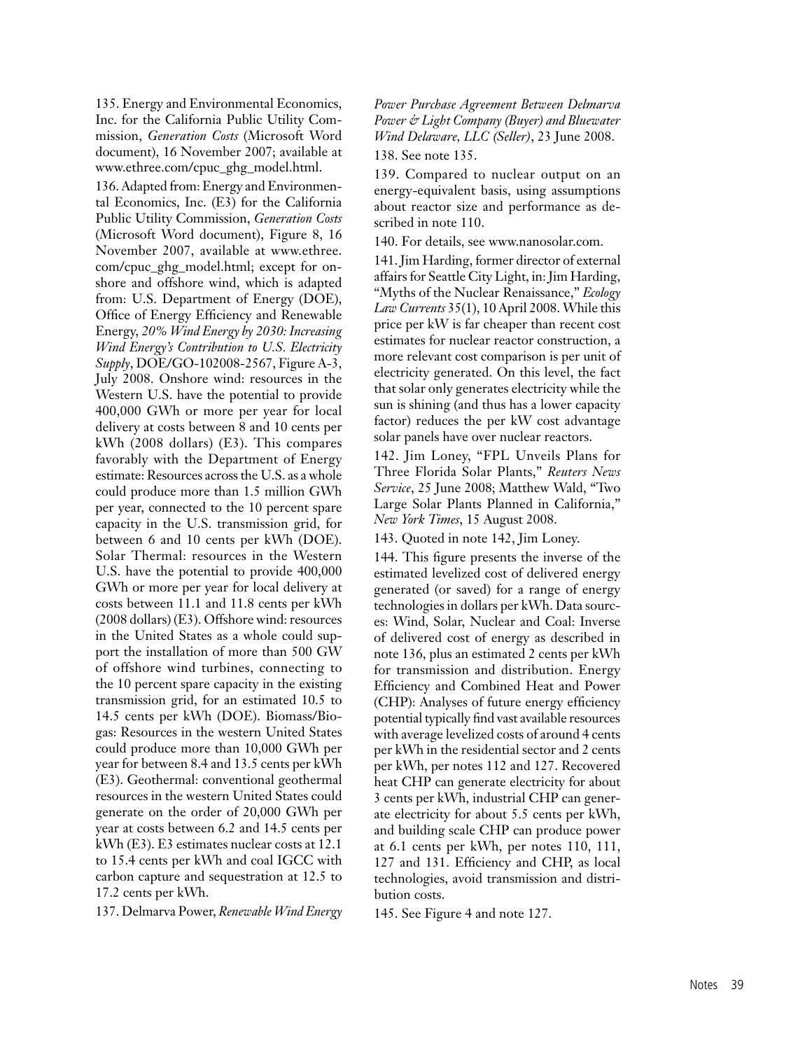135. Energy and Environmental Economics, Inc. for the California Public Utility Commission, *Generation Costs* (Microsoft Word document), 16 November 2007; available at www.ethree.com/cpuc_ghg_model.html.

136. Adapted from: Energy and Environmental Economics, Inc. (E3) for the California Public Utility Commission, *Generation Costs* (Microsoft Word document), Figure 8, 16 November 2007, available at www.ethree.com/cpuc_ghg_model.html; except for onshore and offshore wind, which is adapted from: U.S. Department of Energy (DOE), Office of Energy Efficiency and Renewable Energy, *20% Wind Energy by 2030: Increasing Wind Energy's Contribution to U.S. Electricity Supply*, DOE/GO-102008-2567, Figure A-3, July 2008. Onshore wind: resources in the Western U.S. have the potential to provide 400,000 GWh or more per year for local delivery at costs between 8 and 10 cents per kWh (2008 dollars) (E3). This compares favorably with the Department of Energy estimate: Resources across the U.S. as a whole could produce more than 1.5 million GWh per year, connected to the 10 percent spare capacity in the U.S. transmission grid, for between 6 and 10 cents per kWh (DOE). Solar Thermal: resources in the Western U.S. have the potential to provide 400,000 GWh or more per year for local delivery at costs between 11.1 and 11.8 cents per kWh (2008 dollars) (E3). Offshore wind: resources in the United States as a whole could support the installation of more than 500 GW of offshore wind turbines, connecting to the 10 percent spare capacity in the existing transmission grid, for an estimated 10.5 to 14.5 cents per kWh (DOE). Biomass/Biogas: Resources in the western United States could produce more than 10,000 GWh per year for between 8.4 and 13.5 cents per kWh (E3). Geothermal: conventional geothermal resources in the western United States could generate on the order of 20,000 GWh per year at costs between 6.2 and 14.5 cents per kWh (E3). E3 estimates nuclear costs at 12.1 to 15.4 cents per kWh and coal IGCC with carbon capture and sequestration at 12.5 to 17.2 cents per kWh.

137. Delmarva Power, *Renewable Wind Energy Power Purchase Agreement Between Delmarva Power & Light Company (Buyer) and Bluewater Wind Delaware, LLC (Seller)*, 23 June 2008.

138. See note 135.

139. Compared to nuclear output on an energy-equivalent basis, using assumptions about reactor size and performance as described in note 110.

140. For details, see www.nanosolar.com.

141. Jim Harding, former director of external affairs for Seattle City Light, in: Jim Harding, "Myths of the Nuclear Renaissance," *Ecology Law Currents* 35(1), 10 April 2008. While this price per kW is far cheaper than recent cost estimates for nuclear reactor construction, a more relevant cost comparison is per unit of electricity generated. On this level, the fact that solar only generates electricity while the sun is shining (and thus has a lower capacity factor) reduces the per kW cost advantage solar panels have over nuclear reactors.

142. Jim Loney, "FPL Unveils Plans for Three Florida Solar Plants," *Reuters News Service*, 25 June 2008; Matthew Wald, "Two Large Solar Plants Planned in California," *New York Times*, 15 August 2008.

143. Quoted in note 142, Jim Loney.

144. This figure presents the inverse of the estimated levelized cost of delivered energy generated (or saved) for a range of energy technologies in dollars per kWh. Data sources: Wind, Solar, Nuclear and Coal: Inverse of delivered cost of energy as described in note 136, plus an estimated 2 cents per kWh for transmission and distribution. Energy Efficiency and Combined Heat and Power (CHP): Analyses of future energy efficiency potential typically find vast available resources with average levelized costs of around 4 cents per kWh in the residential sector and 2 cents per kWh, per notes 112 and 127. Recovered heat CHP can generate electricity for about 3 cents per kWh, industrial CHP can generate electricity for about 5.5 cents per kWh, and building scale CHP can produce power at 6.1 cents per kWh, per notes 110, 111, 127 and 131. Efficiency and CHP, as local technologies, avoid transmission and distribution costs.

145. See Figure 4 and note 127.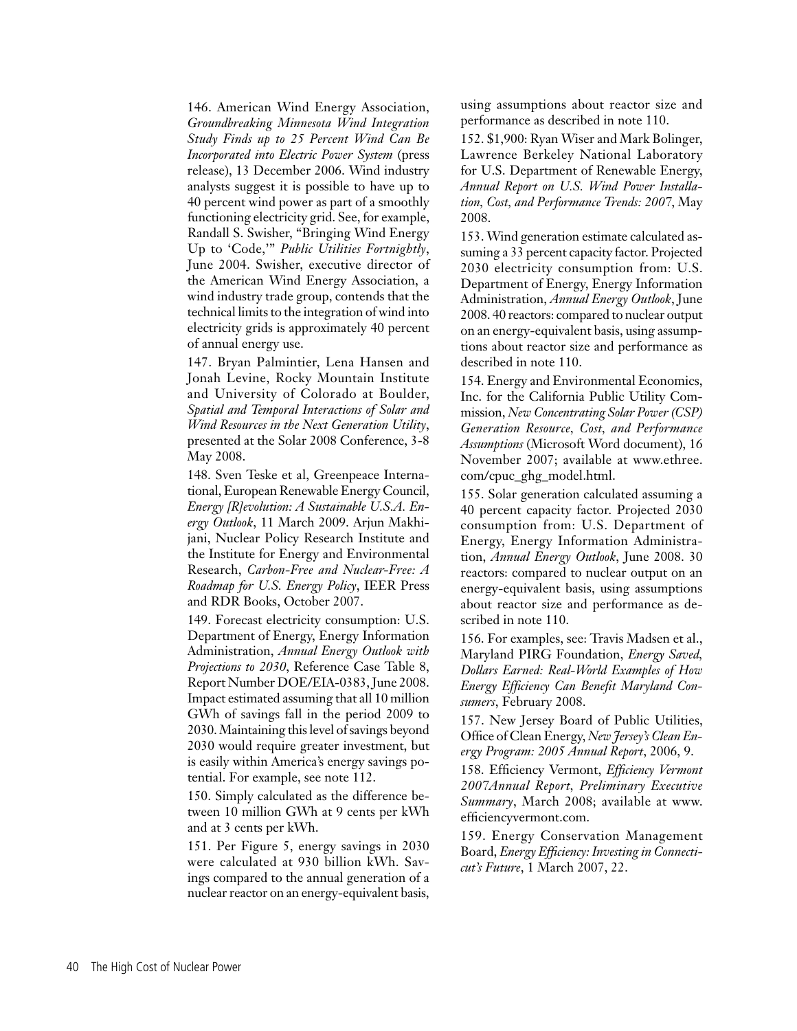146. American Wind Energy Association, *Groundbreaking Minnesota Wind Integration Study Finds up to 25 Percent Wind Can Be Incorporated into Electric Power System* (press release), 13 December 2006. Wind industry analysts suggest it is possible to have up to 40 percent wind power as part of a smoothly functioning electricity grid. See, for example, Randall S. Swisher, "Bringing Wind Energy Up to 'Code,'" *Public Utilities Fortnightly*, June 2004. Swisher, executive director of the American Wind Energy Association, a wind industry trade group, contends that the technical limits to the integration of wind into electricity grids is approximately 40 percent of annual energy use.

147. Bryan Palmintier, Lena Hansen and Jonah Levine, Rocky Mountain Institute and University of Colorado at Boulder, *Spatial and Temporal Interactions of Solar and Wind Resources in the Next Generation Utility*, presented at the Solar 2008 Conference, 3-8 May 2008.

148. Sven Teske et al, Greenpeace International, European Renewable Energy Council, *Energy [R]evolution: A Sustainable U.S.A. Energy Outlook*, 11 March 2009. Arjun Makhijani, Nuclear Policy Research Institute and the Institute for Energy and Environmental Research, *Carbon-Free and Nuclear-Free: A Roadmap for U.S. Energy Policy*, IEER Press and RDR Books, October 2007.

149. Forecast electricity consumption: U.S. Department of Energy, Energy Information Administration, *Annual Energy Outlook with Projections to 2030*, Reference Case Table 8, Report Number DOE/EIA-0383, June 2008. Impact estimated assuming that all 10 million GWh of savings fall in the period 2009 to 2030. Maintaining this level of savings beyond 2030 would require greater investment, but is easily within America's energy savings potential. For example, see note 112.

150. Simply calculated as the difference between 10 million GWh at 9 cents per kWh and at 3 cents per kWh.

151. Per Figure 5, energy savings in 2030 were calculated at 930 billion kWh. Savings compared to the annual generation of a nuclear reactor on an energy-equivalent basis, using assumptions about reactor size and performance as described in note 110.

152. $1,900: Ryan Wiser and Mark Bolinger, Lawrence Berkeley National Laboratory for U.S. Department of Renewable Energy, *Annual Report on U.S. Wind Power Installation, Cost, and Performance Trends: 2007*, May 2008.

153. Wind generation estimate calculated assuming a 33 percent capacity factor. Projected 2030 electricity consumption from: U.S. Department of Energy, Energy Information Administration, *Annual Energy Outlook*, June 2008. 40 reactors: compared to nuclear output on an energy-equivalent basis, using assumptions about reactor size and performance as described in note 110.

154. Energy and Environmental Economics, Inc. for the California Public Utility Commission, *New Concentrating Solar Power (CSP) Generation Resource, Cost, and Performance Assumptions* (Microsoft Word document), 16 November 2007; available at www.ethree.com/cpuc_ghg_model.html.

155. Solar generation calculated assuming a 40 percent capacity factor. Projected 2030 consumption from: U.S. Department of Energy, Energy Information Administration, *Annual Energy Outlook*, June 2008. 30 reactors: compared to nuclear output on an energy-equivalent basis, using assumptions about reactor size and performance as described in note 110.

156. For examples, see: Travis Madsen et al., Maryland PIRG Foundation, *Energy Saved, Dollars Earned: Real-World Examples of How Energy Efficiency Can Benefit Maryland Consumers*, February 2008.

157. New Jersey Board of Public Utilities, Office of Clean Energy, *New Jersey's Clean Energy Program: 2005 Annual Report*, 2006, 9.

158. Efficiency Vermont, *Efficiency Vermont 2007Annual Report, Preliminary Executive Summary*, March 2008; available at www.efficiencyvermont.com.

159. Energy Conservation Management Board, *Energy Efficiency: Investing in Connecticut's Future*, 1 March 2007, 22.